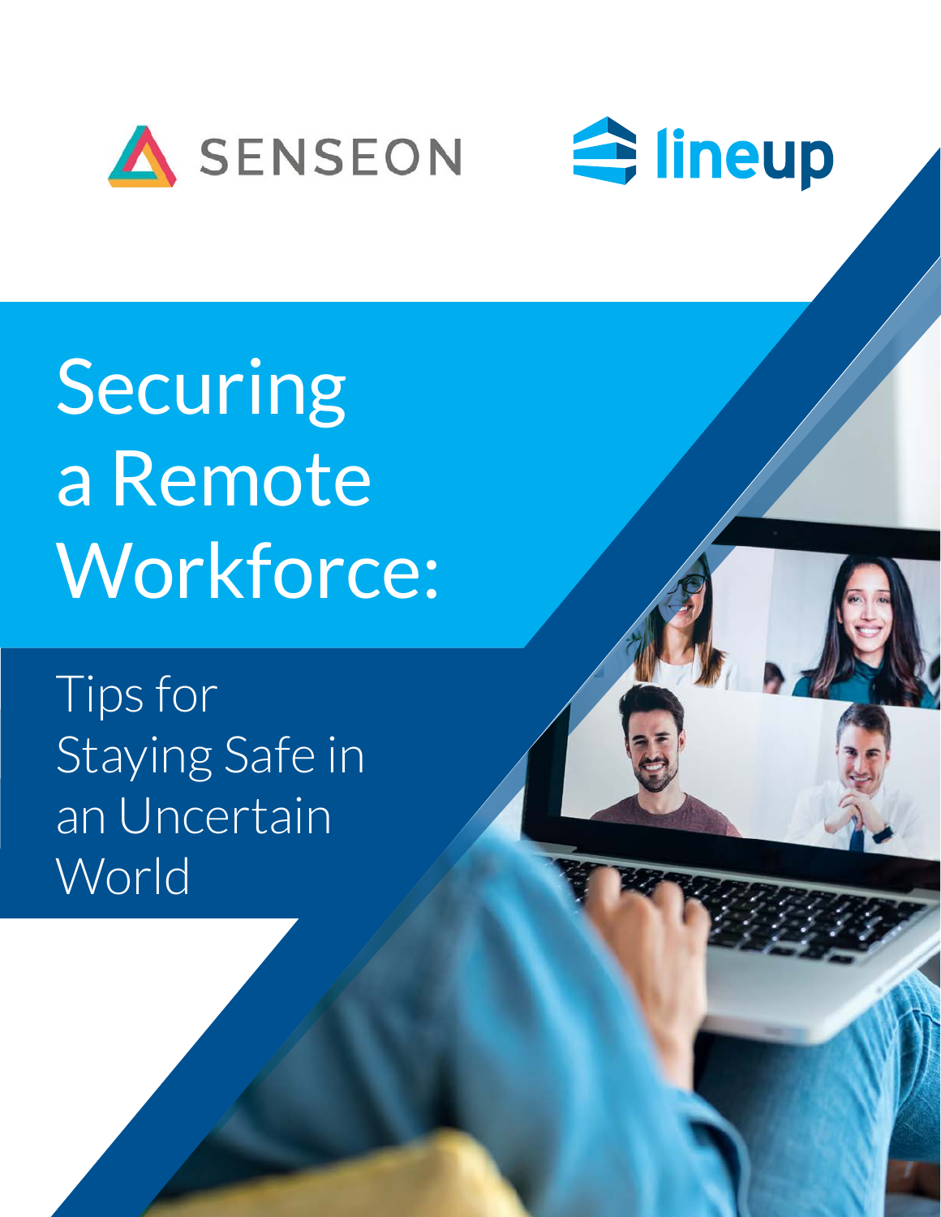SENSEON

lineup

# Securing a Remote Workforce:

## Tips for Staying Safe in an Uncertain World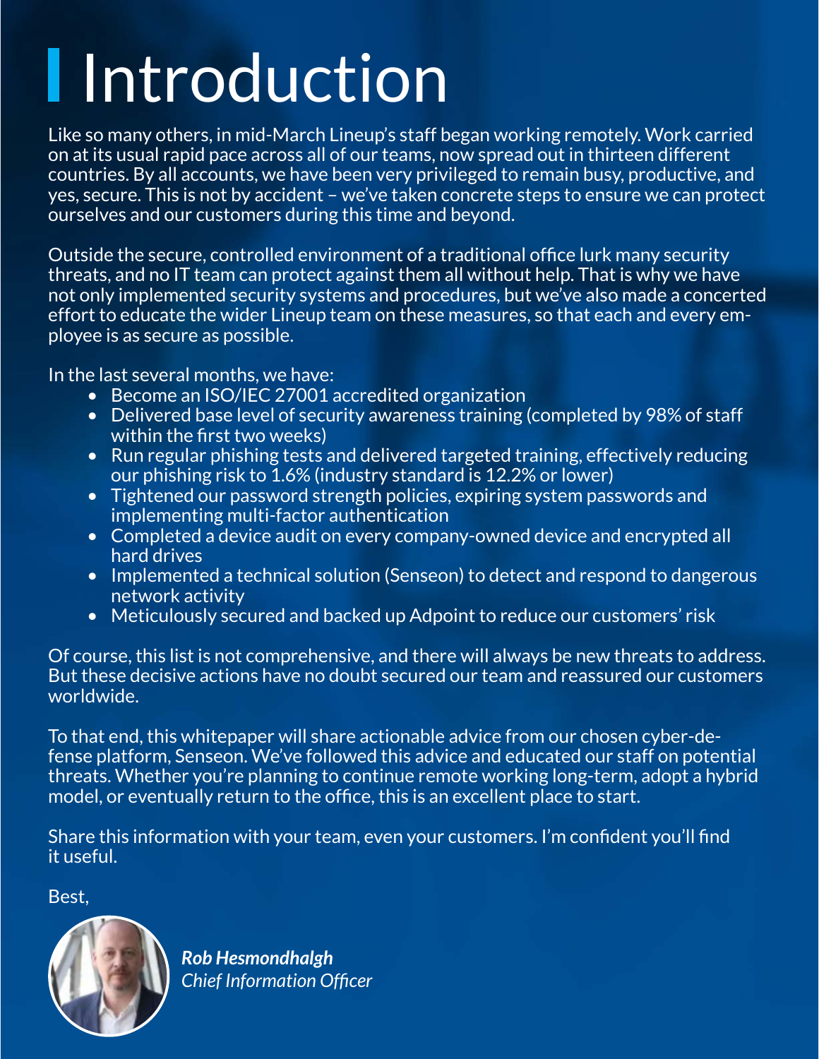# Introduction

Like so many others, in mid-March Lineup's staff began working remotely. Work carried on at its usual rapid pace across all of our teams, now spread out in thirteen different countries. By all accounts, we have been very privileged to remain busy, productive, and yes, secure. This is not by accident – we've taken concrete steps to ensure we can protect ourselves and our customers during this time and beyond.

Outside the secure, controlled environment of a traditional office lurk many security threats, and no IT team can protect against them all without help. That is why we have not only implemented security systems and procedures, but we've also made a concerted effort to educate the wider Lineup team on these measures, so that each and every employee is as secure as possible.

In the last several months, we have:

- Become an ISO/IEC 27001 accredited organization
- Delivered base level of security awareness training (completed by 98% of staff within the first two weeks)
- Run regular phishing tests and delivered targeted training, effectively reducing our phishing risk to 1.6% (industry standard is 12.2% or lower)
- Tightened our password strength policies, expiring system passwords and implementing multi-factor authentication
- Completed a device audit on every company-owned device and encrypted all hard drives
- Implemented a technical solution (Senseon) to detect and respond to dangerous network activity
- Meticulously secured and backed up Adpoint to reduce our customers' risk

Of course, this list is not comprehensive, and there will always be new threats to address. But these decisive actions have no doubt secured our team and reassured our customers worldwide.

To that end, this whitepaper will share actionable advice from our chosen cyber-defense platform, Senseon. We've followed this advice and educated our staff on potential threats. Whether you're planning to continue remote working long-term, adopt a hybrid model, or eventually return to the office, this is an excellent place to start.

Share this information with your team, even your customers. I'm confident you'll find it useful.

Best,

***Rob Hesmondhalgh***
*Chief Information Officer*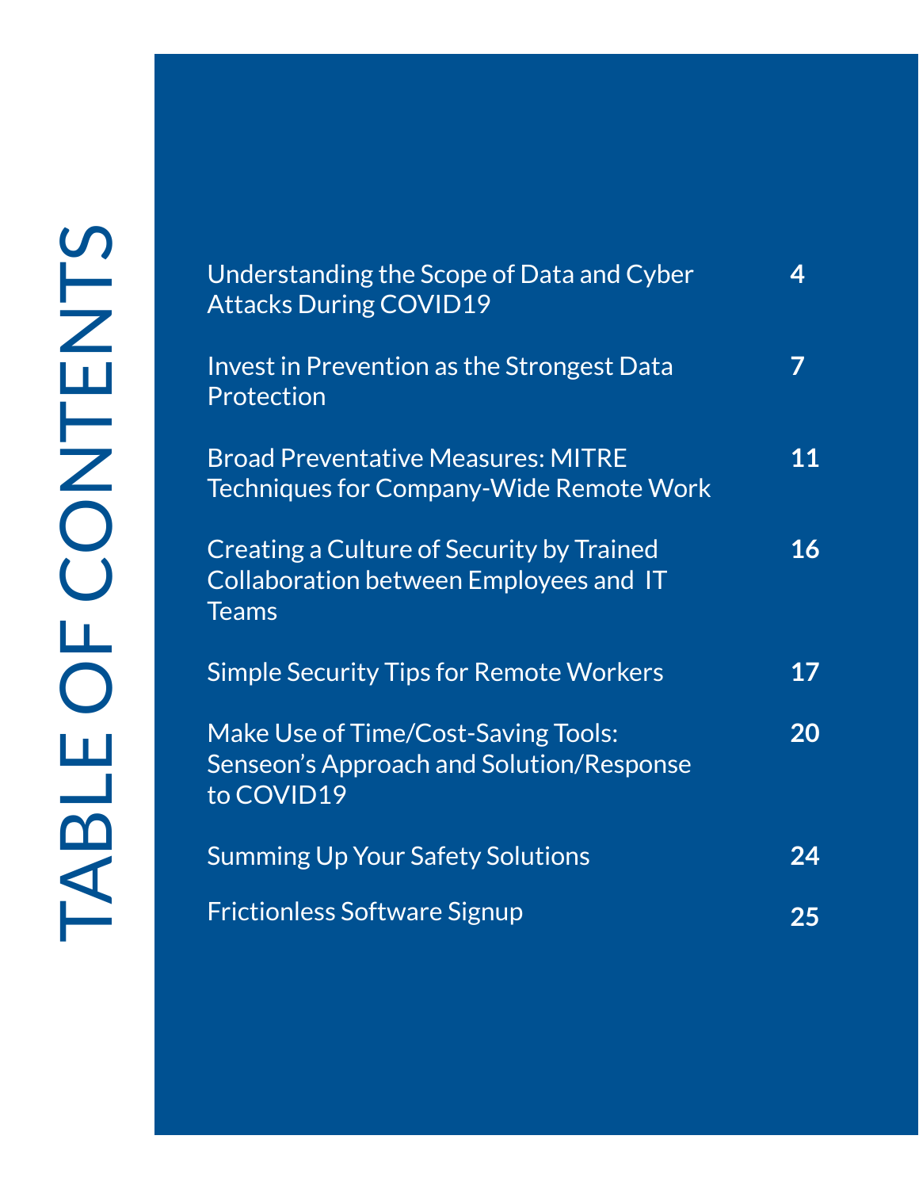# TABLE OF CONTENTS

| | |
|---|---|
| Understanding the Scope of Data and Cyber Attacks During COVID19 | **4** |
| Invest in Prevention as the Strongest Data Protection | **7** |
| Broad Preventative Measures: MITRE Techniques for Company-Wide Remote Work | **11** |
| Creating a Culture of Security by Trained Collaboration between Employees and IT Teams | **16** |
| Simple Security Tips for Remote Workers | **17** |
| Make Use of Time/Cost-Saving Tools: Senseon's Approach and Solution/Response to COVID19 | **20** |
| Summing Up Your Safety Solutions | **24** |
| Frictionless Software Signup | **25** |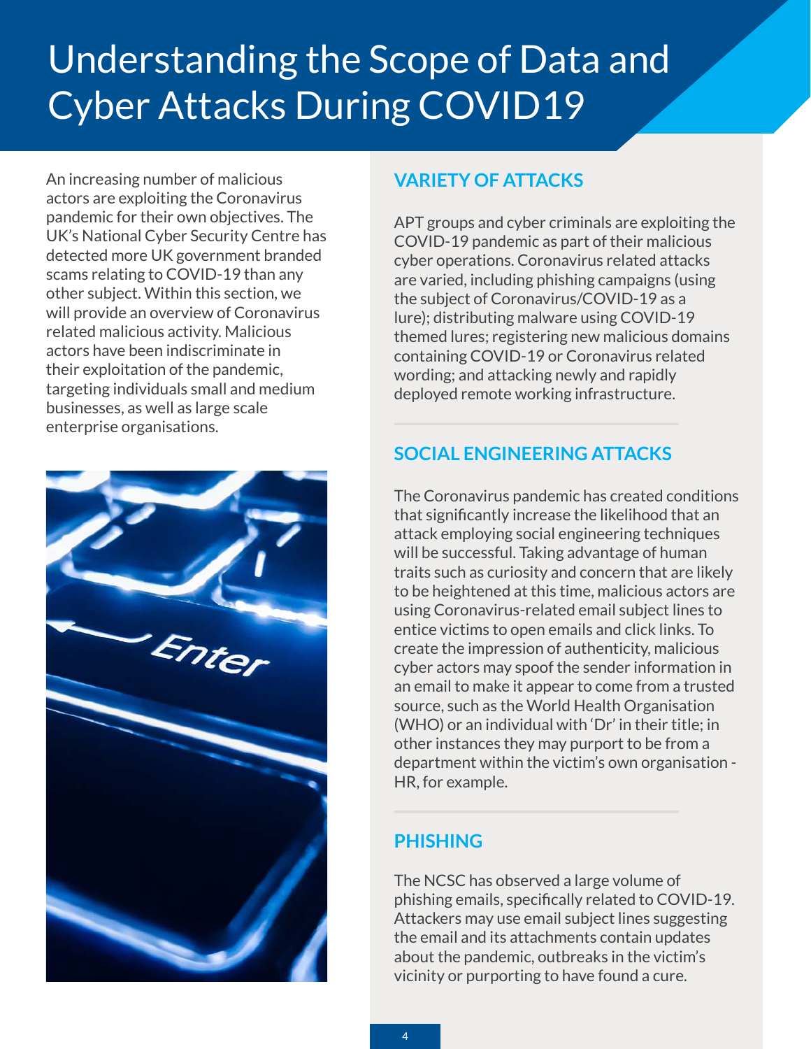# Understanding the Scope of Data and Cyber Attacks During COVID19

An increasing number of malicious actors are exploiting the Coronavirus pandemic for their own objectives. The UK's National Cyber Security Centre has detected more UK government branded scams relating to COVID-19 than any other subject. Within this section, we will provide an overview of Coronavirus related malicious activity. Malicious actors have been indiscriminate in their exploitation of the pandemic, targeting individuals small and medium businesses, as well as large scale enterprise organisations.

## VARIETY OF ATTACKS

APT groups and cyber criminals are exploiting the COVID-19 pandemic as part of their malicious cyber operations. Coronavirus related attacks are varied, including phishing campaigns (using the subject of Coronavirus/COVID-19 as a lure); distributing malware using COVID-19 themed lures; registering new malicious domains containing COVID-19 or Coronavirus related wording; and attacking newly and rapidly deployed remote working infrastructure.

## SOCIAL ENGINEERING ATTACKS

The Coronavirus pandemic has created conditions that significantly increase the likelihood that an attack employing social engineering techniques will be successful. Taking advantage of human traits such as curiosity and concern that are likely to be heightened at this time, malicious actors are using Coronavirus-related email subject lines to entice victims to open emails and click links. To create the impression of authenticity, malicious cyber actors may spoof the sender information in an email to make it appear to come from a trusted source, such as the World Health Organisation (WHO) or an individual with 'Dr' in their title; in other instances they may purport to be from a department within the victim's own organisation - HR, for example.

## PHISHING

The NCSC has observed a large volume of phishing emails, specifically related to COVID-19. Attackers may use email subject lines suggesting the email and its attachments contain updates about the pandemic, outbreaks in the victim's vicinity or purporting to have found a cure.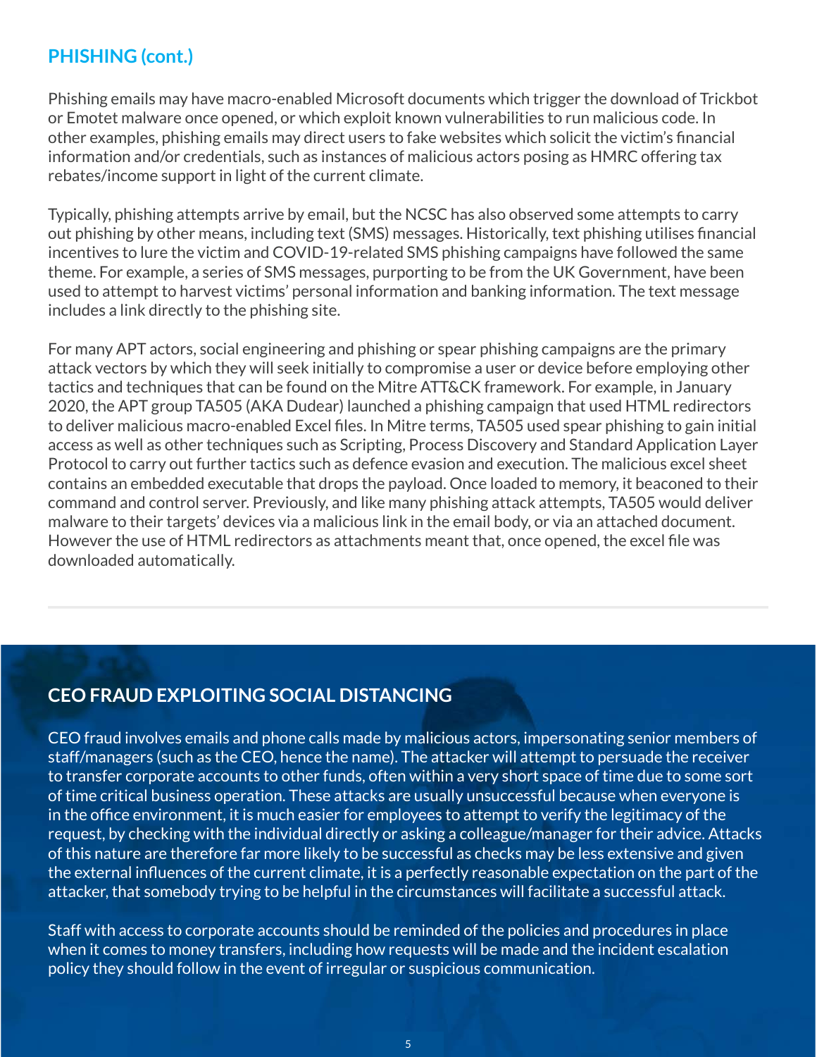## PHISHING (cont.)

Phishing emails may have macro-enabled Microsoft documents which trigger the download of Trickbot or Emotet malware once opened, or which exploit known vulnerabilities to run malicious code. In other examples, phishing emails may direct users to fake websites which solicit the victim's financial information and/or credentials, such as instances of malicious actors posing as HMRC offering tax rebates/income support in light of the current climate.

Typically, phishing attempts arrive by email, but the NCSC has also observed some attempts to carry out phishing by other means, including text (SMS) messages. Historically, text phishing utilises financial incentives to lure the victim and COVID-19-related SMS phishing campaigns have followed the same theme. For example, a series of SMS messages, purporting to be from the UK Government, have been used to attempt to harvest victims' personal information and banking information. The text message includes a link directly to the phishing site.

For many APT actors, social engineering and phishing or spear phishing campaigns are the primary attack vectors by which they will seek initially to compromise a user or device before employing other tactics and techniques that can be found on the Mitre ATT&CK framework. For example, in January 2020, the APT group TA505 (AKA Dudear) launched a phishing campaign that used HTML redirectors to deliver malicious macro-enabled Excel files. In Mitre terms, TA505 used spear phishing to gain initial access as well as other techniques such as Scripting, Process Discovery and Standard Application Layer Protocol to carry out further tactics such as defence evasion and execution. The malicious excel sheet contains an embedded executable that drops the payload. Once loaded to memory, it beaconed to their command and control server. Previously, and like many phishing attack attempts, TA505 would deliver malware to their targets' devices via a malicious link in the email body, or via an attached document. However the use of HTML redirectors as attachments meant that, once opened, the excel file was downloaded automatically.

## CEO FRAUD EXPLOITING SOCIAL DISTANCING

CEO fraud involves emails and phone calls made by malicious actors, impersonating senior members of staff/managers (such as the CEO, hence the name). The attacker will attempt to persuade the receiver to transfer corporate accounts to other funds, often within a very short space of time due to some sort of time critical business operation. These attacks are usually unsuccessful because when everyone is in the office environment, it is much easier for employees to attempt to verify the legitimacy of the request, by checking with the individual directly or asking a colleague/manager for their advice. Attacks of this nature are therefore far more likely to be successful as checks may be less extensive and given the external influences of the current climate, it is a perfectly reasonable expectation on the part of the attacker, that somebody trying to be helpful in the circumstances will facilitate a successful attack.

Staff with access to corporate accounts should be reminded of the policies and procedures in place when it comes to money transfers, including how requests will be made and the incident escalation policy they should follow in the event of irregular or suspicious communication.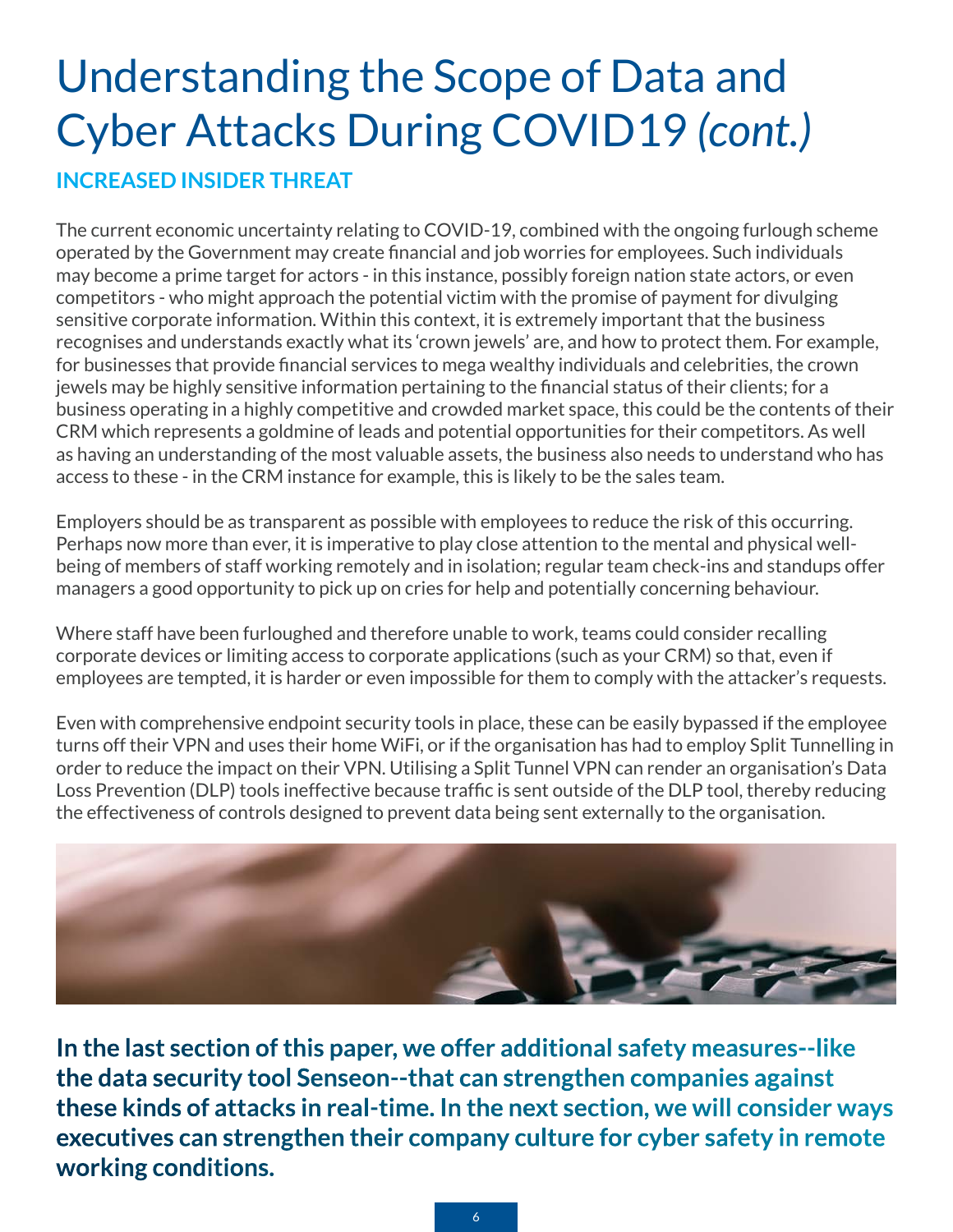# Understanding the Scope of Data and Cyber Attacks During COVID19 *(cont.)*

## INCREASED INSIDER THREAT

The current economic uncertainty relating to COVID-19, combined with the ongoing furlough scheme operated by the Government may create financial and job worries for employees. Such individuals may become a prime target for actors - in this instance, possibly foreign nation state actors, or even competitors - who might approach the potential victim with the promise of payment for divulging sensitive corporate information. Within this context, it is extremely important that the business recognises and understands exactly what its 'crown jewels' are, and how to protect them. For example, for businesses that provide financial services to mega wealthy individuals and celebrities, the crown jewels may be highly sensitive information pertaining to the financial status of their clients; for a business operating in a highly competitive and crowded market space, this could be the contents of their CRM which represents a goldmine of leads and potential opportunities for their competitors. As well as having an understanding of the most valuable assets, the business also needs to understand who has access to these - in the CRM instance for example, this is likely to be the sales team.

Employers should be as transparent as possible with employees to reduce the risk of this occurring. Perhaps now more than ever, it is imperative to play close attention to the mental and physical well-being of members of staff working remotely and in isolation; regular team check-ins and standups offer managers a good opportunity to pick up on cries for help and potentially concerning behaviour.

Where staff have been furloughed and therefore unable to work, teams could consider recalling corporate devices or limiting access to corporate applications (such as your CRM) so that, even if employees are tempted, it is harder or even impossible for them to comply with the attacker's requests.

Even with comprehensive endpoint security tools in place, these can be easily bypassed if the employee turns off their VPN and uses their home WiFi, or if the organisation has had to employ Split Tunnelling in order to reduce the impact on their VPN. Utilising a Split Tunnel VPN can render an organisation's Data Loss Prevention (DLP) tools ineffective because traffic is sent outside of the DLP tool, thereby reducing the effectiveness of controls designed to prevent data being sent externally to the organisation.

**In the last section of this paper, we offer additional safety measures--like the data security tool Senseon--that can strengthen companies against these kinds of attacks in real-time. In the next section, we will consider ways executives can strengthen their company culture for cyber safety in remote working conditions.**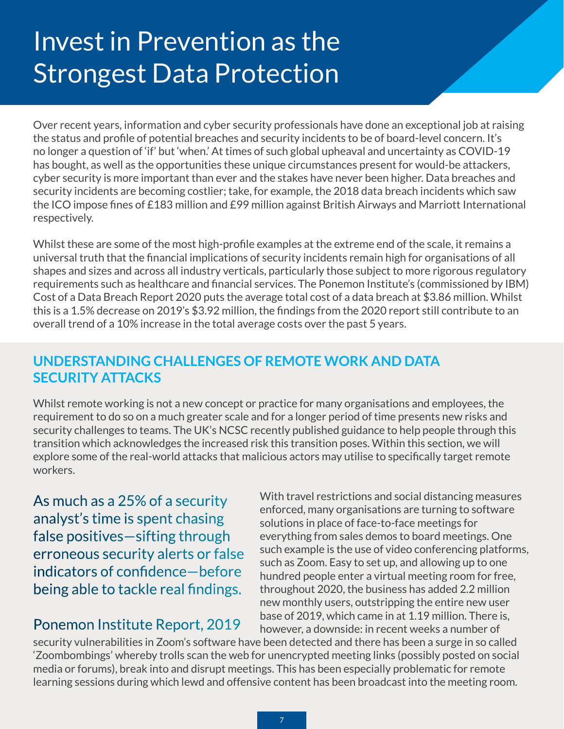# Invest in Prevention as the Strongest Data Protection

Over recent years, information and cyber security professionals have done an exceptional job at raising the status and profile of potential breaches and security incidents to be of board-level concern. It's no longer a question of 'if' but 'when.' At times of such global upheaval and uncertainty as COVID-19 has bought, as well as the opportunities these unique circumstances present for would-be attackers, cyber security is more important than ever and the stakes have never been higher. Data breaches and security incidents are becoming costlier; take, for example, the 2018 data breach incidents which saw the ICO impose fines of £183 million and £99 million against British Airways and Marriott International respectively.

Whilst these are some of the most high-profile examples at the extreme end of the scale, it remains a universal truth that the financial implications of security incidents remain high for organisations of all shapes and sizes and across all industry verticals, particularly those subject to more rigorous regulatory requirements such as healthcare and financial services. The Ponemon Institute's (commissioned by IBM) Cost of a Data Breach Report 2020 puts the average total cost of a data breach at $3.86 million. Whilst this is a 1.5% decrease on 2019's $3.92 million, the findings from the 2020 report still contribute to an overall trend of a 10% increase in the total average costs over the past 5 years.

## UNDERSTANDING CHALLENGES OF REMOTE WORK AND DATA SECURITY ATTACKS

Whilst remote working is not a new concept or practice for many organisations and employees, the requirement to do so on a much greater scale and for a longer period of time presents new risks and security challenges to teams. The UK's NCSC recently published guidance to help people through this transition which acknowledges the increased risk this transition poses. Within this section, we will explore some of the real-world attacks that malicious actors may utilise to specifically target remote workers.

> As much as a 25% of a security analyst's time is spent chasing false positives—sifting through erroneous security alerts or false indicators of confidence—before being able to tackle real findings.
>
> Ponemon Institute Report, 2019

With travel restrictions and social distancing measures enforced, many organisations are turning to software solutions in place of face-to-face meetings for everything from sales demos to board meetings. One such example is the use of video conferencing platforms, such as Zoom. Easy to set up, and allowing up to one hundred people enter a virtual meeting room for free, throughout 2020, the business has added 2.2 million new monthly users, outstripping the entire new user base of 2019, which came in at 1.19 million. There is, however, a downside: in recent weeks a number of security vulnerabilities in Zoom's software have been detected and there has been a surge in so called 'Zoombombings' whereby trolls scan the web for unencrypted meeting links (possibly posted on social media or forums), break into and disrupt meetings. This has been especially problematic for remote learning sessions during which lewd and offensive content has been broadcast into the meeting room.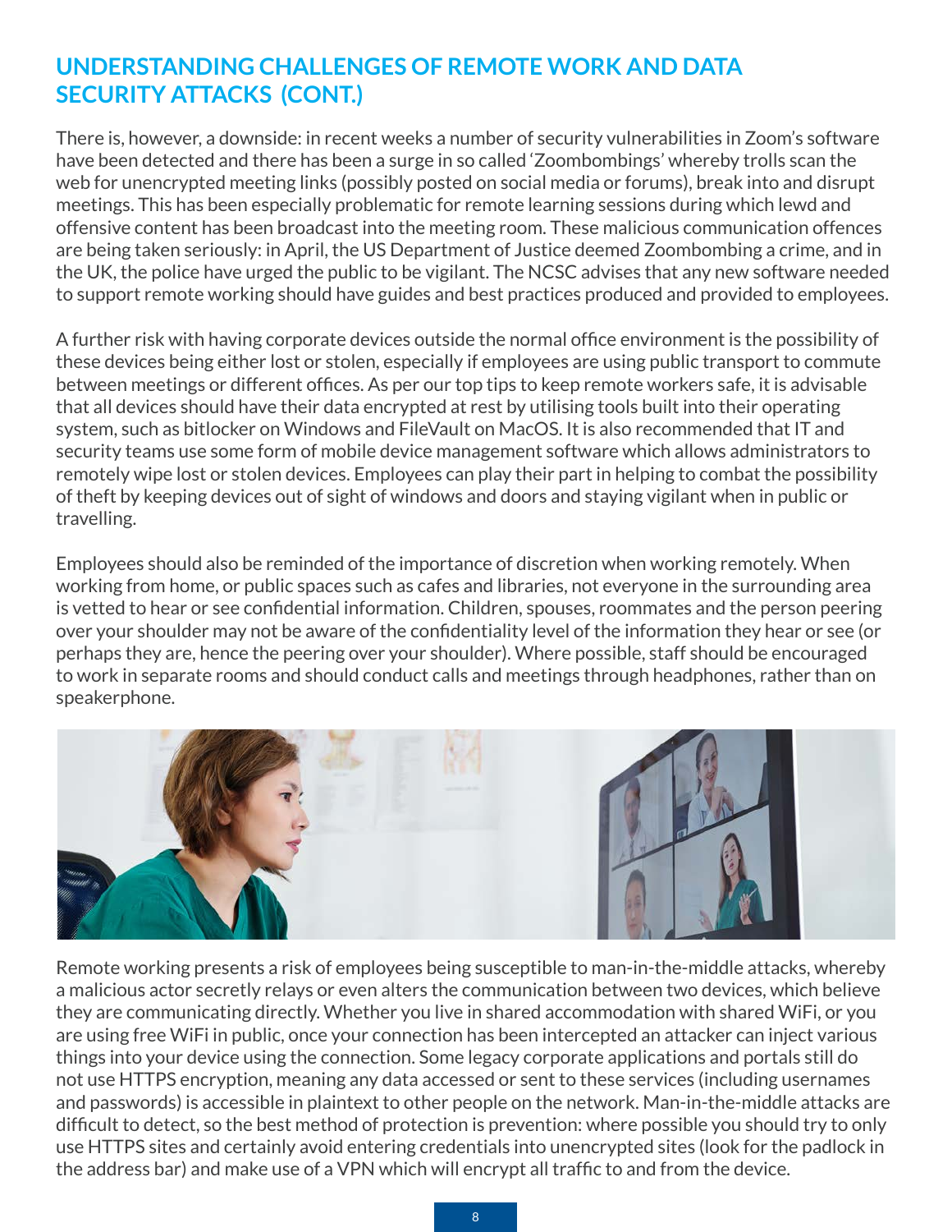## UNDERSTANDING CHALLENGES OF REMOTE WORK AND DATA SECURITY ATTACKS (CONT.)

There is, however, a downside: in recent weeks a number of security vulnerabilities in Zoom's software have been detected and there has been a surge in so called 'Zoombombings' whereby trolls scan the web for unencrypted meeting links (possibly posted on social media or forums), break into and disrupt meetings. This has been especially problematic for remote learning sessions during which lewd and offensive content has been broadcast into the meeting room. These malicious communication offences are being taken seriously: in April, the US Department of Justice deemed Zoombombing a crime, and in the UK, the police have urged the public to be vigilant. The NCSC advises that any new software needed to support remote working should have guides and best practices produced and provided to employees.

A further risk with having corporate devices outside the normal office environment is the possibility of these devices being either lost or stolen, especially if employees are using public transport to commute between meetings or different offices. As per our top tips to keep remote workers safe, it is advisable that all devices should have their data encrypted at rest by utilising tools built into their operating system, such as bitlocker on Windows and FileVault on MacOS. It is also recommended that IT and security teams use some form of mobile device management software which allows administrators to remotely wipe lost or stolen devices. Employees can play their part in helping to combat the possibility of theft by keeping devices out of sight of windows and doors and staying vigilant when in public or travelling.

Employees should also be reminded of the importance of discretion when working remotely. When working from home, or public spaces such as cafes and libraries, not everyone in the surrounding area is vetted to hear or see confidential information. Children, spouses, roommates and the person peering over your shoulder may not be aware of the confidentiality level of the information they hear or see (or perhaps they are, hence the peering over your shoulder). Where possible, staff should be encouraged to work in separate rooms and should conduct calls and meetings through headphones, rather than on speakerphone.

Remote working presents a risk of employees being susceptible to man-in-the-middle attacks, whereby a malicious actor secretly relays or even alters the communication between two devices, which believe they are communicating directly. Whether you live in shared accommodation with shared WiFi, or you are using free WiFi in public, once your connection has been intercepted an attacker can inject various things into your device using the connection. Some legacy corporate applications and portals still do not use HTTPS encryption, meaning any data accessed or sent to these services (including usernames and passwords) is accessible in plaintext to other people on the network. Man-in-the-middle attacks are difficult to detect, so the best method of protection is prevention: where possible you should try to only use HTTPS sites and certainly avoid entering credentials into unencrypted sites (look for the padlock in the address bar) and make use of a VPN which will encrypt all traffic to and from the device.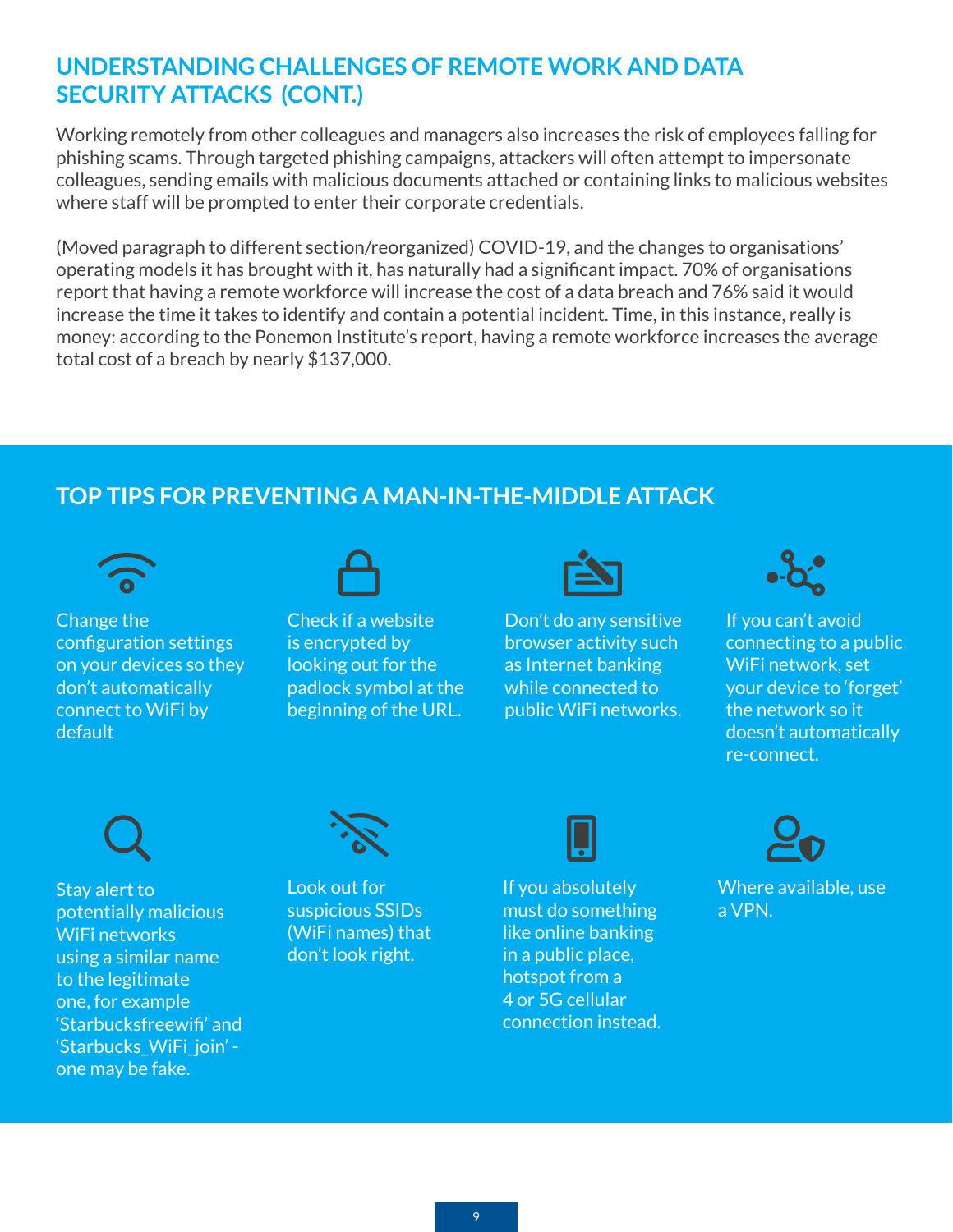## UNDERSTANDING CHALLENGES OF REMOTE WORK AND DATA SECURITY ATTACKS (CONT.)

Working remotely from other colleagues and managers also increases the risk of employees falling for phishing scams. Through targeted phishing campaigns, attackers will often attempt to impersonate colleagues, sending emails with malicious documents attached or containing links to malicious websites where staff will be prompted to enter their corporate credentials.

(Moved paragraph to different section/reorganized) COVID-19, and the changes to organisations' operating models it has brought with it, has naturally had a significant impact. 70% of organisations report that having a remote workforce will increase the cost of a data breach and 76% said it would increase the time it takes to identify and contain a potential incident. Time, in this instance, really is money: according to the Ponemon Institute's report, having a remote workforce increases the average total cost of a breach by nearly $137,000.

## TOP TIPS FOR PREVENTING A MAN-IN-THE-MIDDLE ATTACK

- Change the configuration settings on your devices so they don't automatically connect to WiFi by default
- Check if a website is encrypted by looking out for the padlock symbol at the beginning of the URL.
- Don't do any sensitive browser activity such as Internet banking while connected to public WiFi networks.
- If you can't avoid connecting to a public WiFi network, set your device to 'forget' the network so it doesn't automatically re-connect.
- Stay alert to potentially malicious WiFi networks using a similar name to the legitimate one, for example 'Starbucksfreewifi' and 'Starbucks_WiFi_join' - one may be fake.
- Look out for suspicious SSIDs (WiFi names) that don't look right.
- If you absolutely must do something like online banking in a public place, hotspot from a 4 or 5G cellular connection instead.
- Where available, use a VPN.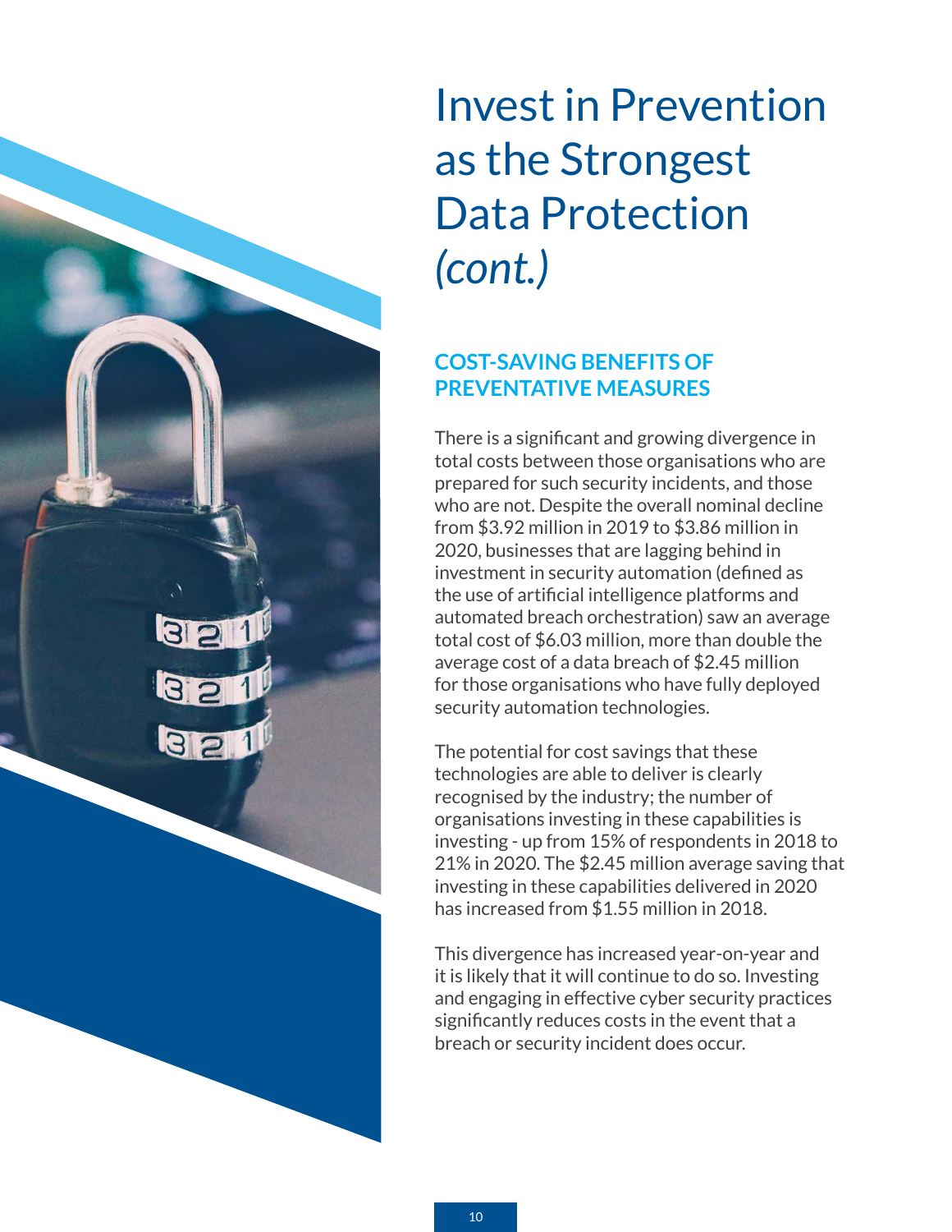# Invest in Prevention as the Strongest Data Protection *(cont.)*

## COST-SAVING BENEFITS OF PREVENTATIVE MEASURES

There is a significant and growing divergence in total costs between those organisations who are prepared for such security incidents, and those who are not. Despite the overall nominal decline from $3.92 million in 2019 to $3.86 million in 2020, businesses that are lagging behind in investment in security automation (defined as the use of artificial intelligence platforms and automated breach orchestration) saw an average total cost of $6.03 million, more than double the average cost of a data breach of $2.45 million for those organisations who have fully deployed security automation technologies.

The potential for cost savings that these technologies are able to deliver is clearly recognised by the industry; the number of organisations investing in these capabilities is investing - up from 15% of respondents in 2018 to 21% in 2020. The $2.45 million average saving that investing in these capabilities delivered in 2020 has increased from $1.55 million in 2018.

This divergence has increased year-on-year and it is likely that it will continue to do so. Investing and engaging in effective cyber security practices significantly reduces costs in the event that a breach or security incident does occur.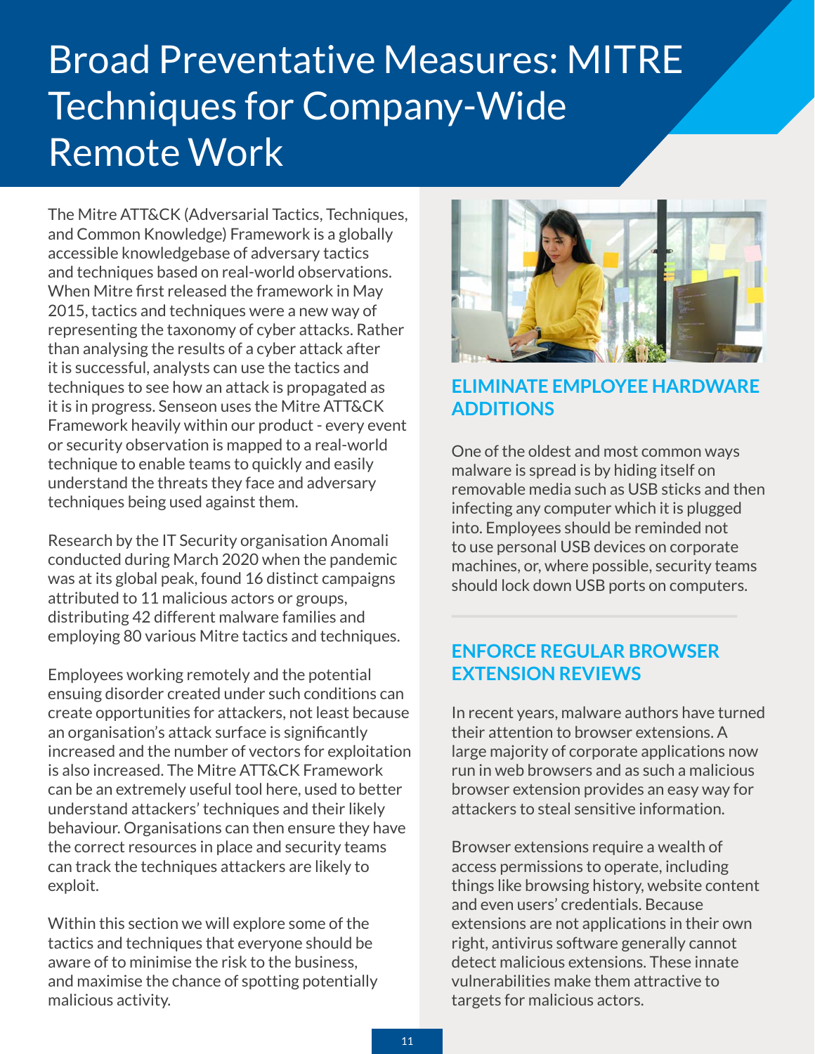# Broad Preventative Measures: MITRE Techniques for Company-Wide Remote Work

The Mitre ATT&CK (Adversarial Tactics, Techniques, and Common Knowledge) Framework is a globally accessible knowledgebase of adversary tactics and techniques based on real-world observations. When Mitre first released the framework in May 2015, tactics and techniques were a new way of representing the taxonomy of cyber attacks. Rather than analysing the results of a cyber attack after it is successful, analysts can use the tactics and techniques to see how an attack is propagated as it is in progress. Senseon uses the Mitre ATT&CK Framework heavily within our product - every event or security observation is mapped to a real-world technique to enable teams to quickly and easily understand the threats they face and adversary techniques being used against them.

Research by the IT Security organisation Anomali conducted during March 2020 when the pandemic was at its global peak, found 16 distinct campaigns attributed to 11 malicious actors or groups, distributing 42 different malware families and employing 80 various Mitre tactics and techniques.

Employees working remotely and the potential ensuing disorder created under such conditions can create opportunities for attackers, not least because an organisation's attack surface is significantly increased and the number of vectors for exploitation is also increased. The Mitre ATT&CK Framework can be an extremely useful tool here, used to better understand attackers' techniques and their likely behaviour. Organisations can then ensure they have the correct resources in place and security teams can track the techniques attackers are likely to exploit.

Within this section we will explore some of the tactics and techniques that everyone should be aware of to minimise the risk to the business, and maximise the chance of spotting potentially malicious activity.

## ELIMINATE EMPLOYEE HARDWARE ADDITIONS

One of the oldest and most common ways malware is spread is by hiding itself on removable media such as USB sticks and then infecting any computer which it is plugged into. Employees should be reminded not to use personal USB devices on corporate machines, or, where possible, security teams should lock down USB ports on computers.

## ENFORCE REGULAR BROWSER EXTENSION REVIEWS

In recent years, malware authors have turned their attention to browser extensions. A large majority of corporate applications now run in web browsers and as such a malicious browser extension provides an easy way for attackers to steal sensitive information.

Browser extensions require a wealth of access permissions to operate, including things like browsing history, website content and even users' credentials. Because extensions are not applications in their own right, antivirus software generally cannot detect malicious extensions. These innate vulnerabilities make them attractive to targets for malicious actors.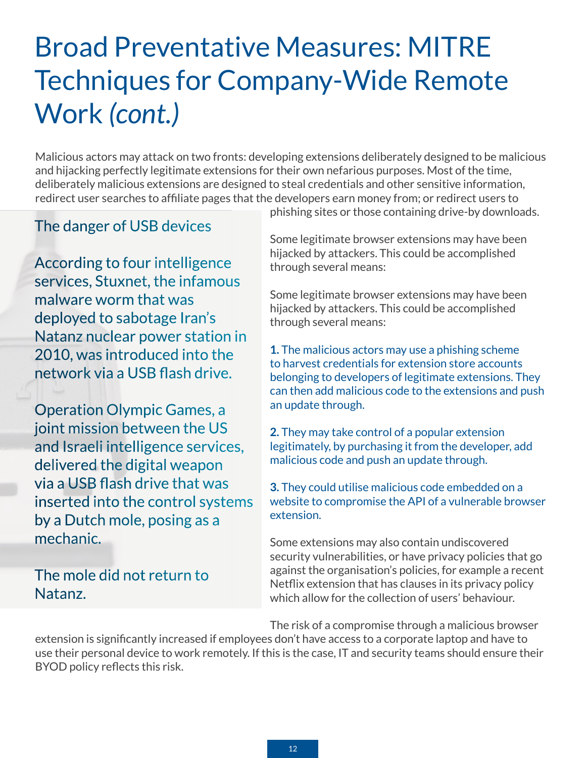# Broad Preventative Measures: MITRE Techniques for Company-Wide Remote Work *(cont.)*

Malicious actors may attack on two fronts: developing extensions deliberately designed to be malicious and hijacking perfectly legitimate extensions for their own nefarious purposes. Most of the time, deliberately malicious extensions are designed to steal credentials and other sensitive information, redirect user searches to affiliate pages that the developers earn money from; or redirect users to phishing sites or those containing drive-by downloads.

Some legitimate browser extensions may have been hijacked by attackers. This could be accomplished through several means:

Some legitimate browser extensions may have been hijacked by attackers. This could be accomplished through several means:

**1.** The malicious actors may use a phishing scheme to harvest credentials for extension store accounts belonging to developers of legitimate extensions. They can then add malicious code to the extensions and push an update through.

**2.** They may take control of a popular extension legitimately, by purchasing it from the developer, add malicious code and push an update through.

**3.** They could utilise malicious code embedded on a website to compromise the API of a vulnerable browser extension.

Some extensions may also contain undiscovered security vulnerabilities, or have privacy policies that go against the organisation's policies, for example a recent Netflix extension that has clauses in its privacy policy which allow for the collection of users' behaviour.

The risk of a compromise through a malicious browser extension is significantly increased if employees don't have access to a corporate laptop and have to use their personal device to work remotely. If this is the case, IT and security teams should ensure their BYOD policy reflects this risk.

## The danger of USB devices

According to four intelligence services, Stuxnet, the infamous malware worm that was deployed to sabotage Iran's Natanz nuclear power station in 2010, was introduced into the network via a USB flash drive.

Operation Olympic Games, a joint mission between the US and Israeli intelligence services, delivered the digital weapon via a USB flash drive that was inserted into the control systems by a Dutch mole, posing as a mechanic.

The mole did not return to Natanz.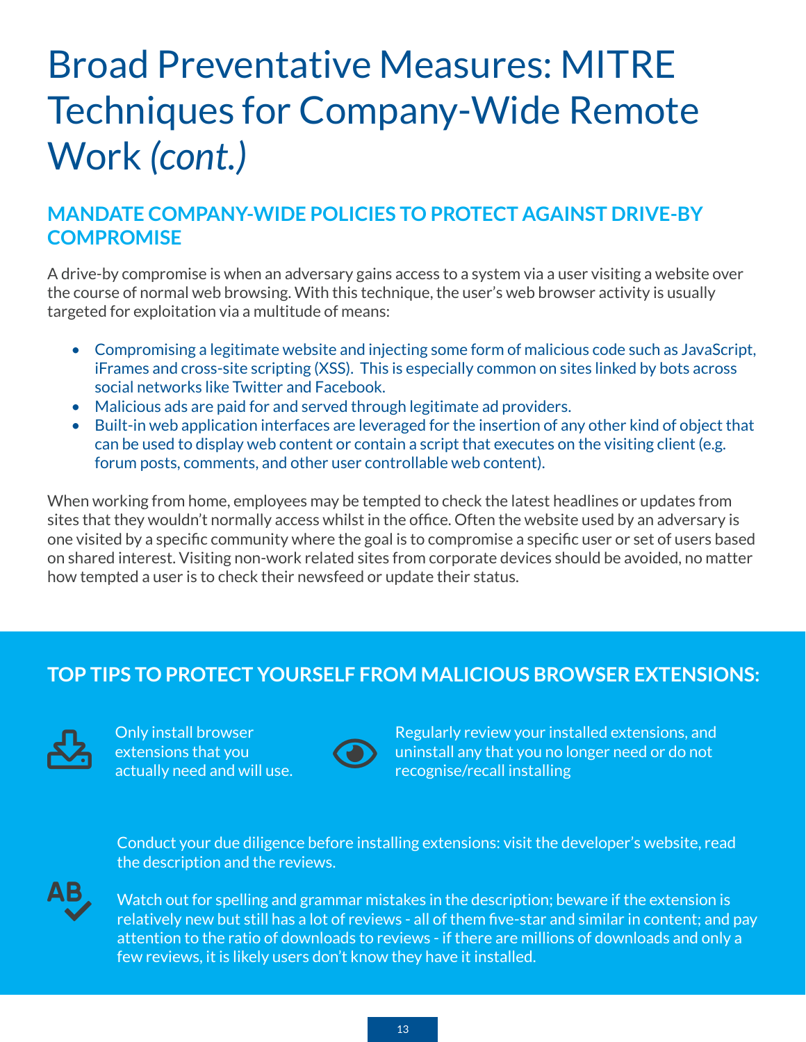# Broad Preventative Measures: MITRE Techniques for Company-Wide Remote Work *(cont.)*

## MANDATE COMPANY-WIDE POLICIES TO PROTECT AGAINST DRIVE-BY COMPROMISE

A drive-by compromise is when an adversary gains access to a system via a user visiting a website over the course of normal web browsing. With this technique, the user's web browser activity is usually targeted for exploitation via a multitude of means:

- Compromising a legitimate website and injecting some form of malicious code such as JavaScript, iFrames and cross-site scripting (XSS). This is especially common on sites linked by bots across social networks like Twitter and Facebook.
- Malicious ads are paid for and served through legitimate ad providers.
- Built-in web application interfaces are leveraged for the insertion of any other kind of object that can be used to display web content or contain a script that executes on the visiting client (e.g. forum posts, comments, and other user controllable web content).

When working from home, employees may be tempted to check the latest headlines or updates from sites that they wouldn't normally access whilst in the office. Often the website used by an adversary is one visited by a specific community where the goal is to compromise a specific user or set of users based on shared interest. Visiting non-work related sites from corporate devices should be avoided, no matter how tempted a user is to check their newsfeed or update their status.

## TOP TIPS TO PROTECT YOURSELF FROM MALICIOUS BROWSER EXTENSIONS:

Only install browser extensions that you actually need and will use.

Regularly review your installed extensions, and uninstall any that you no longer need or do not recognise/recall installing

Conduct your due diligence before installing extensions: visit the developer's website, read the description and the reviews.

Watch out for spelling and grammar mistakes in the description; beware if the extension is relatively new but still has a lot of reviews - all of them five-star and similar in content; and pay attention to the ratio of downloads to reviews - if there are millions of downloads and only a few reviews, it is likely users don't know they have it installed.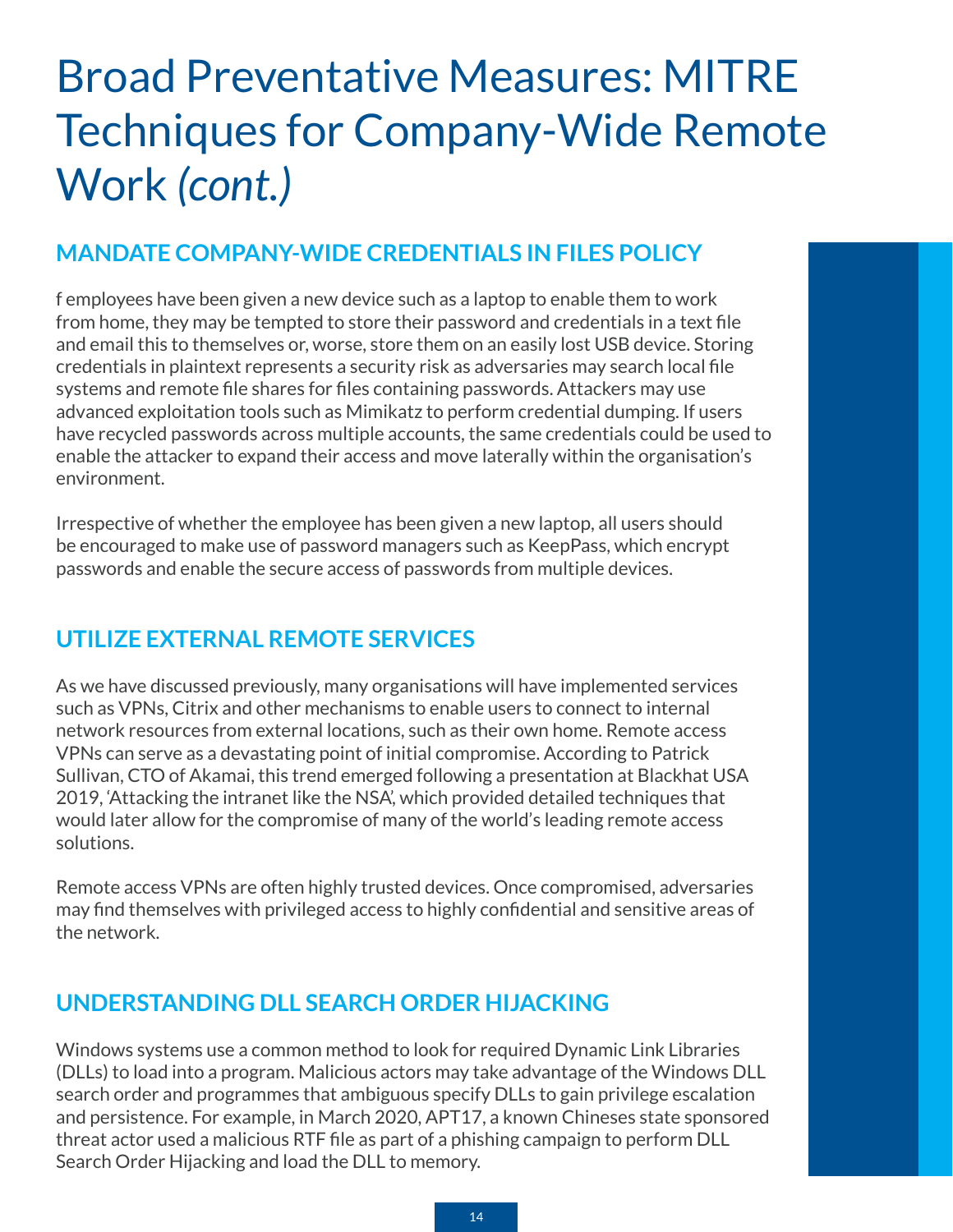# Broad Preventative Measures: MITRE Techniques for Company-Wide Remote Work *(cont.)*

## MANDATE COMPANY-WIDE CREDENTIALS IN FILES POLICY

f employees have been given a new device such as a laptop to enable them to work from home, they may be tempted to store their password and credentials in a text file and email this to themselves or, worse, store them on an easily lost USB device. Storing credentials in plaintext represents a security risk as adversaries may search local file systems and remote file shares for files containing passwords. Attackers may use advanced exploitation tools such as Mimikatz to perform credential dumping. If users have recycled passwords across multiple accounts, the same credentials could be used to enable the attacker to expand their access and move laterally within the organisation's environment.

Irrespective of whether the employee has been given a new laptop, all users should be encouraged to make use of password managers such as KeepPass, which encrypt passwords and enable the secure access of passwords from multiple devices.

## UTILIZE EXTERNAL REMOTE SERVICES

As we have discussed previously, many organisations will have implemented services such as VPNs, Citrix and other mechanisms to enable users to connect to internal network resources from external locations, such as their own home. Remote access VPNs can serve as a devastating point of initial compromise. According to Patrick Sullivan, CTO of Akamai, this trend emerged following a presentation at Blackhat USA 2019, 'Attacking the intranet like the NSA', which provided detailed techniques that would later allow for the compromise of many of the world's leading remote access solutions.

Remote access VPNs are often highly trusted devices. Once compromised, adversaries may find themselves with privileged access to highly confidential and sensitive areas of the network.

## UNDERSTANDING DLL SEARCH ORDER HIJACKING

Windows systems use a common method to look for required Dynamic Link Libraries (DLLs) to load into a program. Malicious actors may take advantage of the Windows DLL search order and programmes that ambiguous specify DLLs to gain privilege escalation and persistence. For example, in March 2020, APT17, a known Chineses state sponsored threat actor used a malicious RTF file as part of a phishing campaign to perform DLL Search Order Hijacking and load the DLL to memory.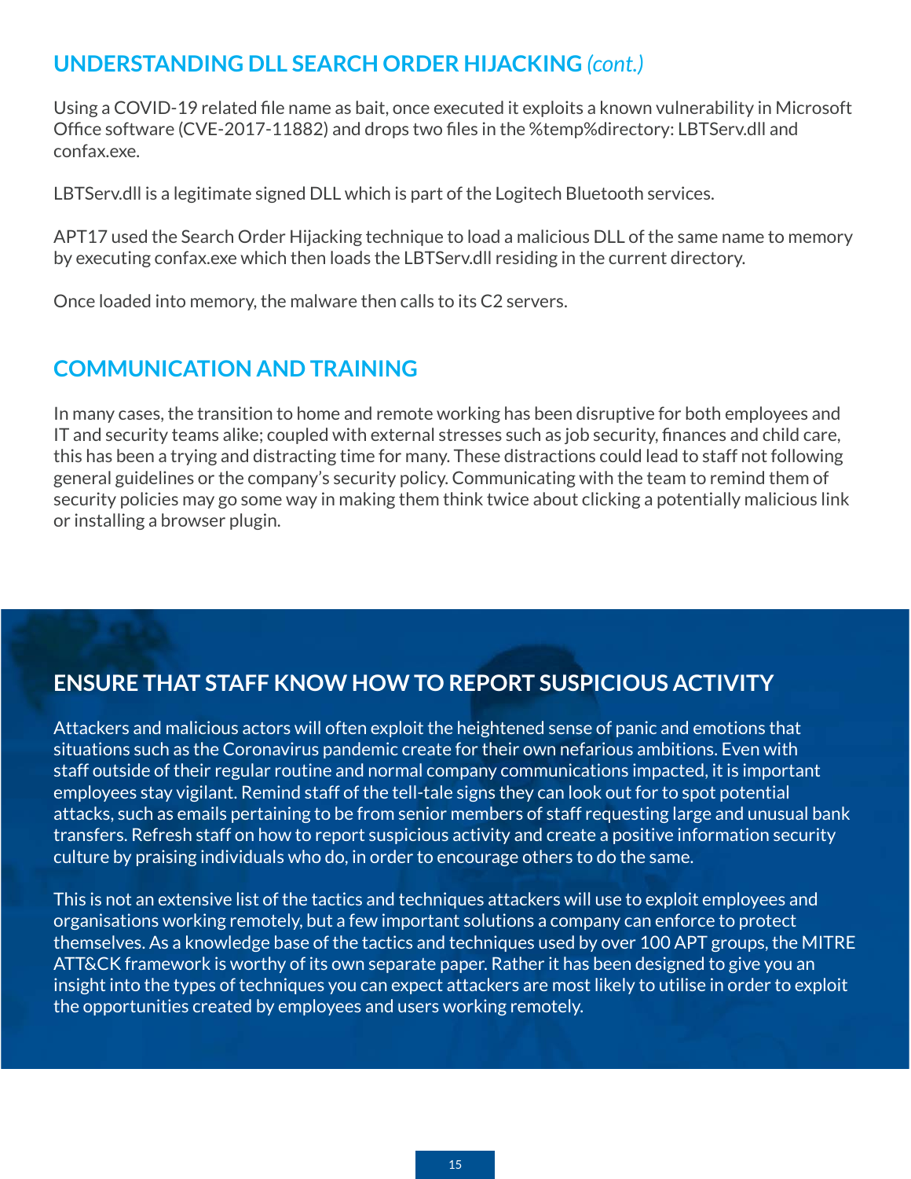## UNDERSTANDING DLL SEARCH ORDER HIJACKING *(cont.)*

Using a COVID-19 related file name as bait, once executed it exploits a known vulnerability in Microsoft Office software (CVE-2017-11882) and drops two files in the %temp%directory: LBTServ.dll and confax.exe.

LBTServ.dll is a legitimate signed DLL which is part of the Logitech Bluetooth services.

APT17 used the Search Order Hijacking technique to load a malicious DLL of the same name to memory by executing confax.exe which then loads the LBTServ.dll residing in the current directory.

Once loaded into memory, the malware then calls to its C2 servers.

## COMMUNICATION AND TRAINING

In many cases, the transition to home and remote working has been disruptive for both employees and IT and security teams alike; coupled with external stresses such as job security, finances and child care, this has been a trying and distracting time for many. These distractions could lead to staff not following general guidelines or the company's security policy. Communicating with the team to remind them of security policies may go some way in making them think twice about clicking a potentially malicious link or installing a browser plugin.

## ENSURE THAT STAFF KNOW HOW TO REPORT SUSPICIOUS ACTIVITY

Attackers and malicious actors will often exploit the heightened sense of panic and emotions that situations such as the Coronavirus pandemic create for their own nefarious ambitions. Even with staff outside of their regular routine and normal company communications impacted, it is important employees stay vigilant. Remind staff of the tell-tale signs they can look out for to spot potential attacks, such as emails pertaining to be from senior members of staff requesting large and unusual bank transfers. Refresh staff on how to report suspicious activity and create a positive information security culture by praising individuals who do, in order to encourage others to do the same.

This is not an extensive list of the tactics and techniques attackers will use to exploit employees and organisations working remotely, but a few important solutions a company can enforce to protect themselves. As a knowledge base of the tactics and techniques used by over 100 APT groups, the MITRE ATT&CK framework is worthy of its own separate paper. Rather it has been designed to give you an insight into the types of techniques you can expect attackers are most likely to utilise in order to exploit the opportunities created by employees and users working remotely.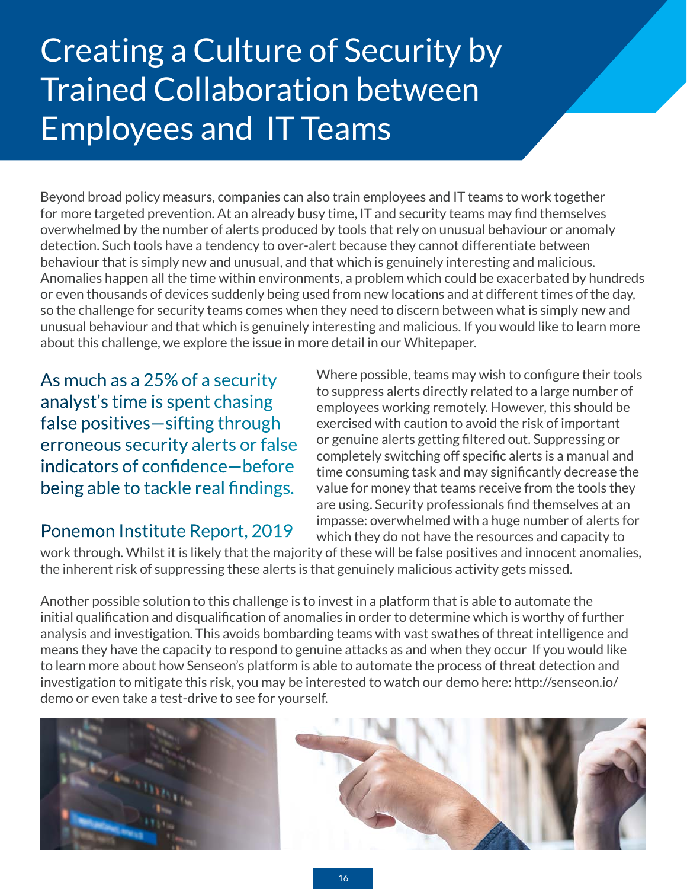# Creating a Culture of Security by Trained Collaboration between Employees and IT Teams

Beyond broad policy measurs, companies can also train employees and IT teams to work together for more targeted prevention. At an already busy time, IT and security teams may find themselves overwhelmed by the number of alerts produced by tools that rely on unusual behaviour or anomaly detection. Such tools have a tendency to over-alert because they cannot differentiate between behaviour that is simply new and unusual, and that which is genuinely interesting and malicious. Anomalies happen all the time within environments, a problem which could be exacerbated by hundreds or even thousands of devices suddenly being used from new locations and at different times of the day, so the challenge for security teams comes when they need to discern between what is simply new and unusual behaviour and that which is genuinely interesting and malicious. If you would like to learn more about this challenge, we explore the issue in more detail in our Whitepaper.

> As much as a 25% of a security analyst's time is spent chasing false positives—sifting through erroneous security alerts or false indicators of confidence—before being able to tackle real findings.
>
> Ponemon Institute Report, 2019

Where possible, teams may wish to configure their tools to suppress alerts directly related to a large number of employees working remotely. However, this should be exercised with caution to avoid the risk of important or genuine alerts getting filtered out. Suppressing or completely switching off specific alerts is a manual and time consuming task and may significantly decrease the value for money that teams receive from the tools they are using. Security professionals find themselves at an impasse: overwhelmed with a huge number of alerts for which they do not have the resources and capacity to work through. Whilst it is likely that the majority of these will be false positives and innocent anomalies, the inherent risk of suppressing these alerts is that genuinely malicious activity gets missed.

Another possible solution to this challenge is to invest in a platform that is able to automate the initial qualification and disqualification of anomalies in order to determine which is worthy of further analysis and investigation. This avoids bombarding teams with vast swathes of threat intelligence and means they have the capacity to respond to genuine attacks as and when they occur If you would like to learn more about how Senseon's platform is able to automate the process of threat detection and investigation to mitigate this risk, you may be interested to watch our demo here: http://senseon.io/demo or even take a test-drive to see for yourself.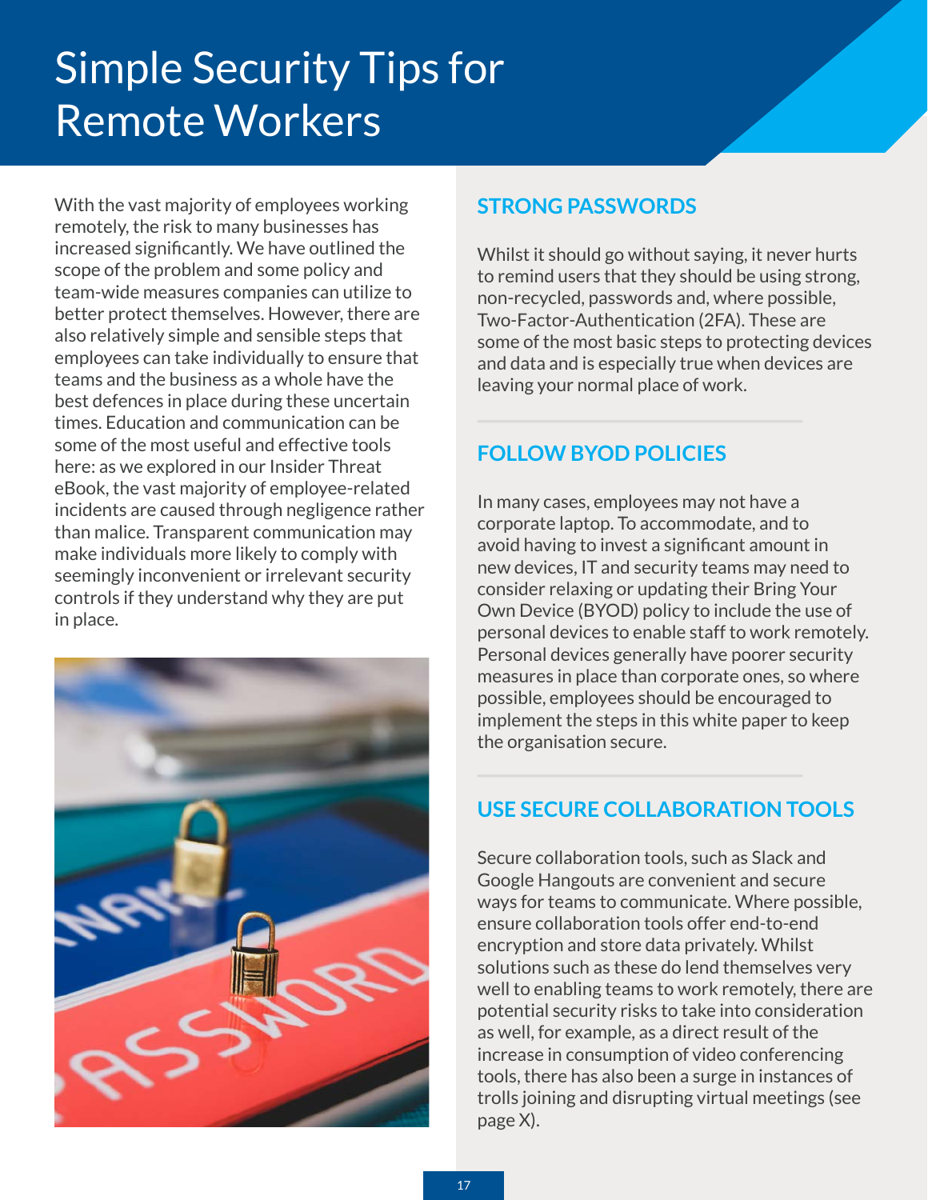# Simple Security Tips for Remote Workers

With the vast majority of employees working remotely, the risk to many businesses has increased significantly. We have outlined the scope of the problem and some policy and team-wide measures companies can utilize to better protect themselves. However, there are also relatively simple and sensible steps that employees can take individually to ensure that teams and the business as a whole have the best defences in place during these uncertain times. Education and communication can be some of the most useful and effective tools here: as we explored in our Insider Threat eBook, the vast majority of employee-related incidents are caused through negligence rather than malice. Transparent communication may make individuals more likely to comply with seemingly inconvenient or irrelevant security controls if they understand why they are put in place.

## STRONG PASSWORDS

Whilst it should go without saying, it never hurts to remind users that they should be using strong, non-recycled, passwords and, where possible, Two-Factor-Authentication (2FA). These are some of the most basic steps to protecting devices and data and is especially true when devices are leaving your normal place of work.

## FOLLOW BYOD POLICIES

In many cases, employees may not have a corporate laptop. To accommodate, and to avoid having to invest a significant amount in new devices, IT and security teams may need to consider relaxing or updating their Bring Your Own Device (BYOD) policy to include the use of personal devices to enable staff to work remotely. Personal devices generally have poorer security measures in place than corporate ones, so where possible, employees should be encouraged to implement the steps in this white paper to keep the organisation secure.

## USE SECURE COLLABORATION TOOLS

Secure collaboration tools, such as Slack and Google Hangouts are convenient and secure ways for teams to communicate. Where possible, ensure collaboration tools offer end-to-end encryption and store data privately. Whilst solutions such as these do lend themselves very well to enabling teams to work remotely, there are potential security risks to take into consideration as well, for example, as a direct result of the increase in consumption of video conferencing tools, there has also been a surge in instances of trolls joining and disrupting virtual meetings (see page X).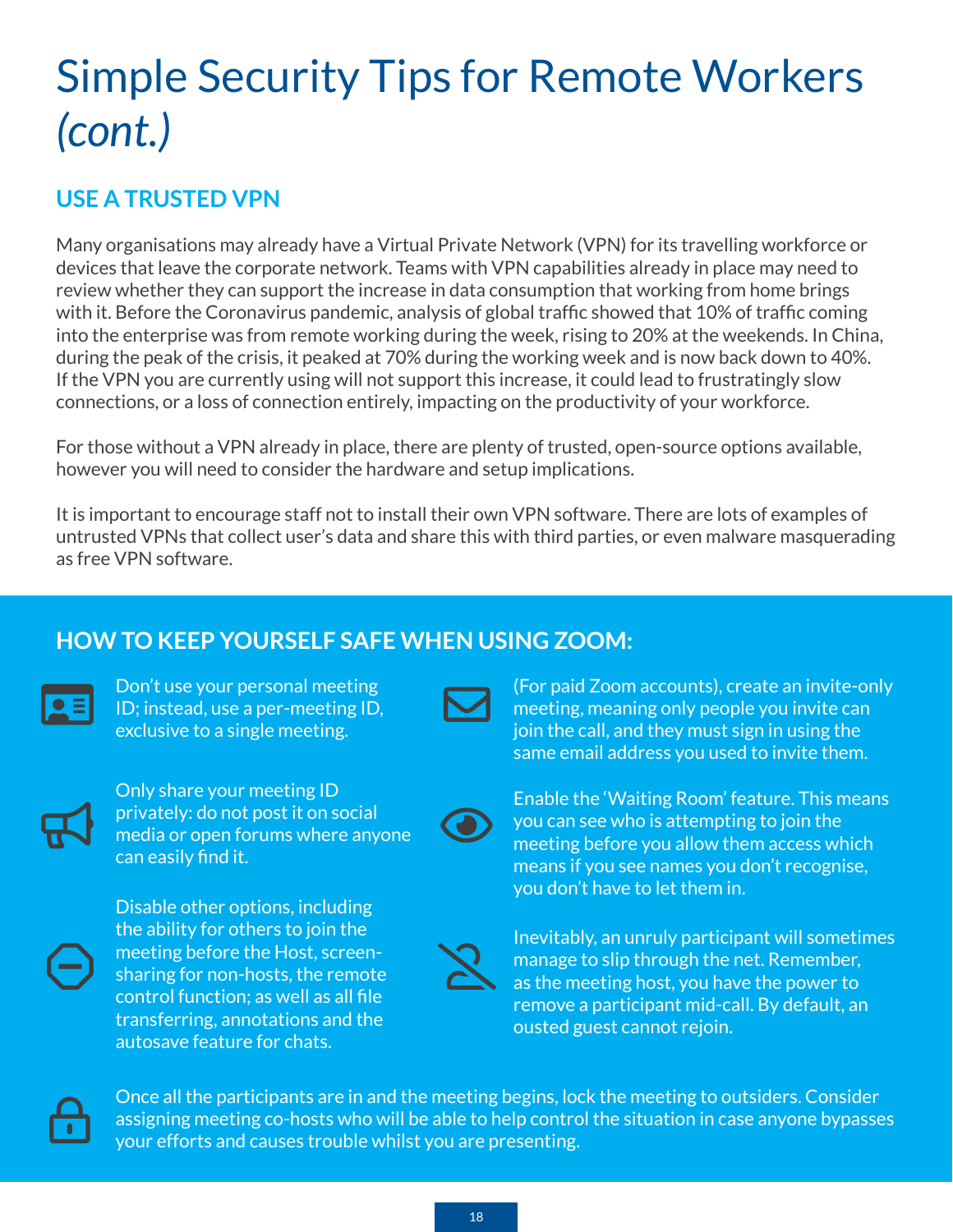# Simple Security Tips for Remote Workers *(cont.)*

## USE A TRUSTED VPN

Many organisations may already have a Virtual Private Network (VPN) for its travelling workforce or devices that leave the corporate network. Teams with VPN capabilities already in place may need to review whether they can support the increase in data consumption that working from home brings with it. Before the Coronavirus pandemic, analysis of global traffic showed that 10% of traffic coming into the enterprise was from remote working during the week, rising to 20% at the weekends. In China, during the peak of the crisis, it peaked at 70% during the working week and is now back down to 40%. If the VPN you are currently using will not support this increase, it could lead to frustratingly slow connections, or a loss of connection entirely, impacting on the productivity of your workforce.

For those without a VPN already in place, there are plenty of trusted, open-source options available, however you will need to consider the hardware and setup implications.

It is important to encourage staff not to install their own VPN software. There are lots of examples of untrusted VPNs that collect user's data and share this with third parties, or even malware masquerading as free VPN software.

## HOW TO KEEP YOURSELF SAFE WHEN USING ZOOM:

- Don't use your personal meeting ID; instead, use a per-meeting ID, exclusive to a single meeting.
- Only share your meeting ID privately: do not post it on social media or open forums where anyone can easily find it.
- Disable other options, including the ability for others to join the meeting before the Host, screen-sharing for non-hosts, the remote control function; as well as all file transferring, annotations and the autosave feature for chats.
- (For paid Zoom accounts), create an invite-only meeting, meaning only people you invite can join the call, and they must sign in using the same email address you used to invite them.
- Enable the 'Waiting Room' feature. This means you can see who is attempting to join the meeting before you allow them access which means if you see names you don't recognise, you don't have to let them in.
- Inevitably, an unruly participant will sometimes manage to slip through the net. Remember, as the meeting host, you have the power to remove a participant mid-call. By default, an ousted guest cannot rejoin.
- Once all the participants are in and the meeting begins, lock the meeting to outsiders. Consider assigning meeting co-hosts who will be able to help control the situation in case anyone bypasses your efforts and causes trouble whilst you are presenting.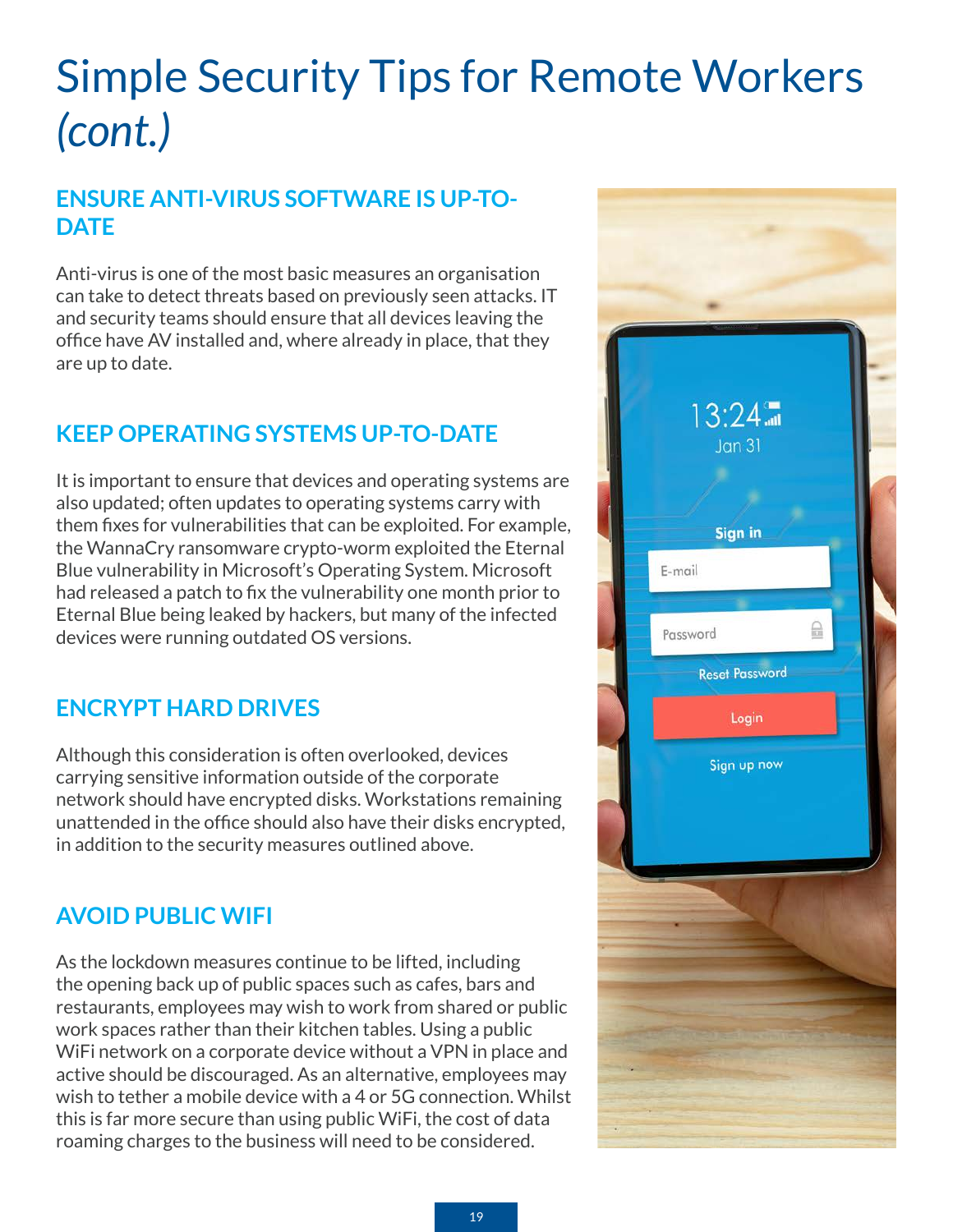# Simple Security Tips for Remote Workers *(cont.)*

## ENSURE ANTI-VIRUS SOFTWARE IS UP-TO-DATE

Anti-virus is one of the most basic measures an organisation can take to detect threats based on previously seen attacks. IT and security teams should ensure that all devices leaving the office have AV installed and, where already in place, that they are up to date.

## KEEP OPERATING SYSTEMS UP-TO-DATE

It is important to ensure that devices and operating systems are also updated; often updates to operating systems carry with them fixes for vulnerabilities that can be exploited. For example, the WannaCry ransomware crypto-worm exploited the Eternal Blue vulnerability in Microsoft's Operating System. Microsoft had released a patch to fix the vulnerability one month prior to Eternal Blue being leaked by hackers, but many of the infected devices were running outdated OS versions.

## ENCRYPT HARD DRIVES

Although this consideration is often overlooked, devices carrying sensitive information outside of the corporate network should have encrypted disks. Workstations remaining unattended in the office should also have their disks encrypted, in addition to the security measures outlined above.

## AVOID PUBLIC WIFI

As the lockdown measures continue to be lifted, including the opening back up of public spaces such as cafes, bars and restaurants, employees may wish to work from shared or public work spaces rather than their kitchen tables. Using a public WiFi network on a corporate device without a VPN in place and active should be discouraged. As an alternative, employees may wish to tether a mobile device with a 4 or 5G connection. Whilst this is far more secure than using public WiFi, the cost of data roaming charges to the business will need to be considered.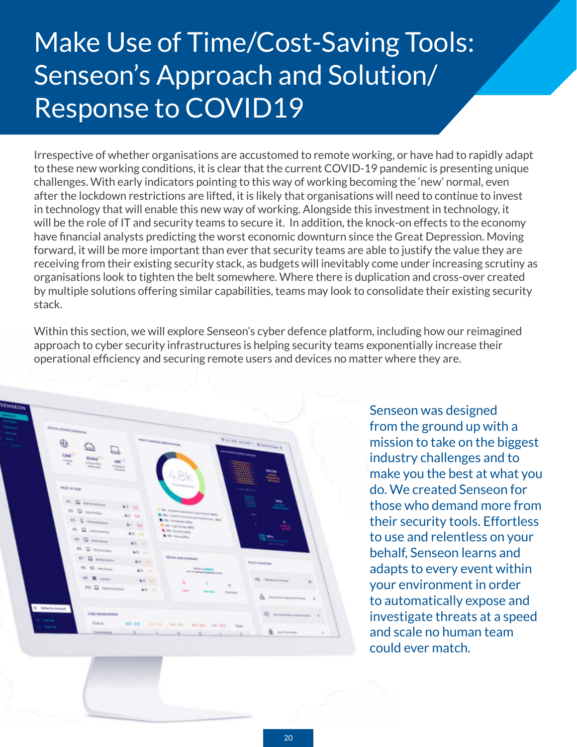# Make Use of Time/Cost-Saving Tools: Senseon's Approach and Solution/ Response to COVID19

Irrespective of whether organisations are accustomed to remote working, or have had to rapidly adapt to these new working conditions, it is clear that the current COVID-19 pandemic is presenting unique challenges. With early indicators pointing to this way of working becoming the 'new' normal, even after the lockdown restrictions are lifted, it is likely that organisations will need to continue to invest in technology that will enable this new way of working. Alongside this investment in technology, it will be the role of IT and security teams to secure it. In addition, the knock-on effects to the economy have financial analysts predicting the worst economic downturn since the Great Depression. Moving forward, it will be more important than ever that security teams are able to justify the value they are receiving from their existing security stack, as budgets will inevitably come under increasing scrutiny as organisations look to tighten the belt somewhere. Where there is duplication and cross-over created by multiple solutions offering similar capabilities, teams may look to consolidate their existing security stack.

Within this section, we will explore Senseon's cyber defence platform, including how our reimagined approach to cyber security infrastructures is helping security teams exponentially increase their operational efficiency and securing remote users and devices no matter where they are.

Senseon was designed from the ground up with a mission to take on the biggest industry challenges and to make you the best at what you do. We created Senseon for those who demand more from their security tools. Effortless to use and relentless on your behalf, Senseon learns and adapts to every event within your environment in order to automatically expose and investigate threats at a speed and scale no human team could ever match.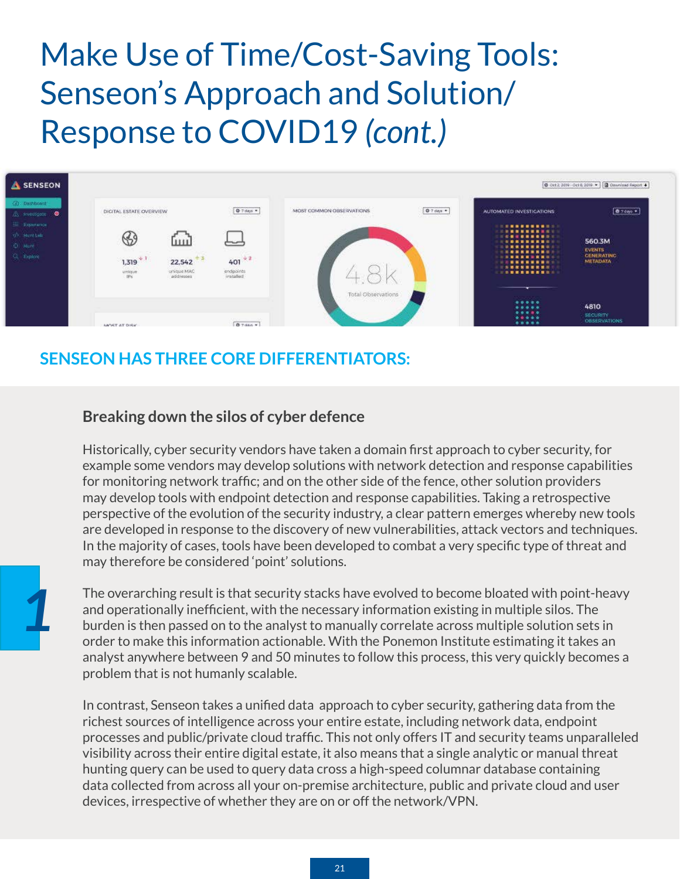# Make Use of Time/Cost-Saving Tools: Senseon's Approach and Solution/ Response to COVID19 *(cont.)*

## SENSEON HAS THREE CORE DIFFERENTIATORS:

1

### Breaking down the silos of cyber defence

Historically, cyber security vendors have taken a domain first approach to cyber security, for example some vendors may develop solutions with network detection and response capabilities for monitoring network traffic; and on the other side of the fence, other solution providers may develop tools with endpoint detection and response capabilities. Taking a retrospective perspective of the evolution of the security industry, a clear pattern emerges whereby new tools are developed in response to the discovery of new vulnerabilities, attack vectors and techniques. In the majority of cases, tools have been developed to combat a very specific type of threat and may therefore be considered 'point' solutions.

The overarching result is that security stacks have evolved to become bloated with point-heavy and operationally inefficient, with the necessary information existing in multiple silos. The burden is then passed on to the analyst to manually correlate across multiple solution sets in order to make this information actionable. With the Ponemon Institute estimating it takes an analyst anywhere between 9 and 50 minutes to follow this process, this very quickly becomes a problem that is not humanly scalable.

In contrast, Senseon takes a unified data approach to cyber security, gathering data from the richest sources of intelligence across your entire estate, including network data, endpoint processes and public/private cloud traffic. This not only offers IT and security teams unparalleled visibility across their entire digital estate, it also means that a single analytic or manual threat hunting query can be used to query data cross a high-speed columnar database containing data collected from across all your on-premise architecture, public and private cloud and user devices, irrespective of whether they are on or off the network/VPN.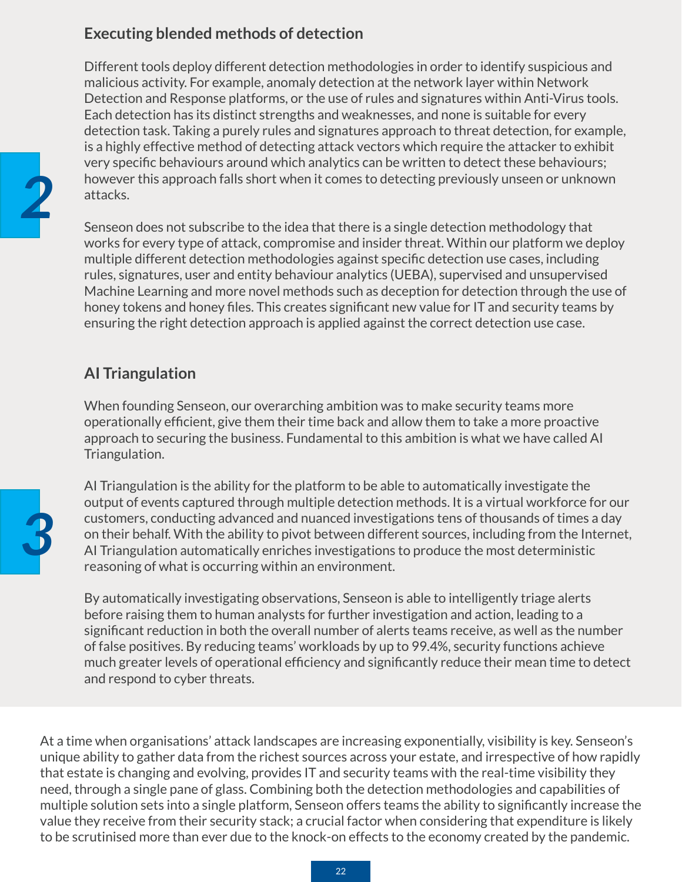## Executing blended methods of detection

2

Different tools deploy different detection methodologies in order to identify suspicious and malicious activity. For example, anomaly detection at the network layer within Network Detection and Response platforms, or the use of rules and signatures within Anti-Virus tools. Each detection has its distinct strengths and weaknesses, and none is suitable for every detection task. Taking a purely rules and signatures approach to threat detection, for example, is a highly effective method of detecting attack vectors which require the attacker to exhibit very specific behaviours around which analytics can be written to detect these behaviours; however this approach falls short when it comes to detecting previously unseen or unknown attacks.

Senseon does not subscribe to the idea that there is a single detection methodology that works for every type of attack, compromise and insider threat. Within our platform we deploy multiple different detection methodologies against specific detection use cases, including rules, signatures, user and entity behaviour analytics (UEBA), supervised and unsupervised Machine Learning and more novel methods such as deception for detection through the use of honey tokens and honey files. This creates significant new value for IT and security teams by ensuring the right detection approach is applied against the correct detection use case.

## AI Triangulation

3

When founding Senseon, our overarching ambition was to make security teams more operationally efficient, give them their time back and allow them to take a more proactive approach to securing the business. Fundamental to this ambition is what we have called AI Triangulation.

AI Triangulation is the ability for the platform to be able to automatically investigate the output of events captured through multiple detection methods. It is a virtual workforce for our customers, conducting advanced and nuanced investigations tens of thousands of times a day on their behalf. With the ability to pivot between different sources, including from the Internet, AI Triangulation automatically enriches investigations to produce the most deterministic reasoning of what is occurring within an environment.

By automatically investigating observations, Senseon is able to intelligently triage alerts before raising them to human analysts for further investigation and action, leading to a significant reduction in both the overall number of alerts teams receive, as well as the number of false positives. By reducing teams' workloads by up to 99.4%, security functions achieve much greater levels of operational efficiency and significantly reduce their mean time to detect and respond to cyber threats.

At a time when organisations' attack landscapes are increasing exponentially, visibility is key. Senseon's unique ability to gather data from the richest sources across your estate, and irrespective of how rapidly that estate is changing and evolving, provides IT and security teams with the real-time visibility they need, through a single pane of glass. Combining both the detection methodologies and capabilities of multiple solution sets into a single platform, Senseon offers teams the ability to significantly increase the value they receive from their security stack; a crucial factor when considering that expenditure is likely to be scrutinised more than ever due to the knock-on effects to the economy created by the pandemic.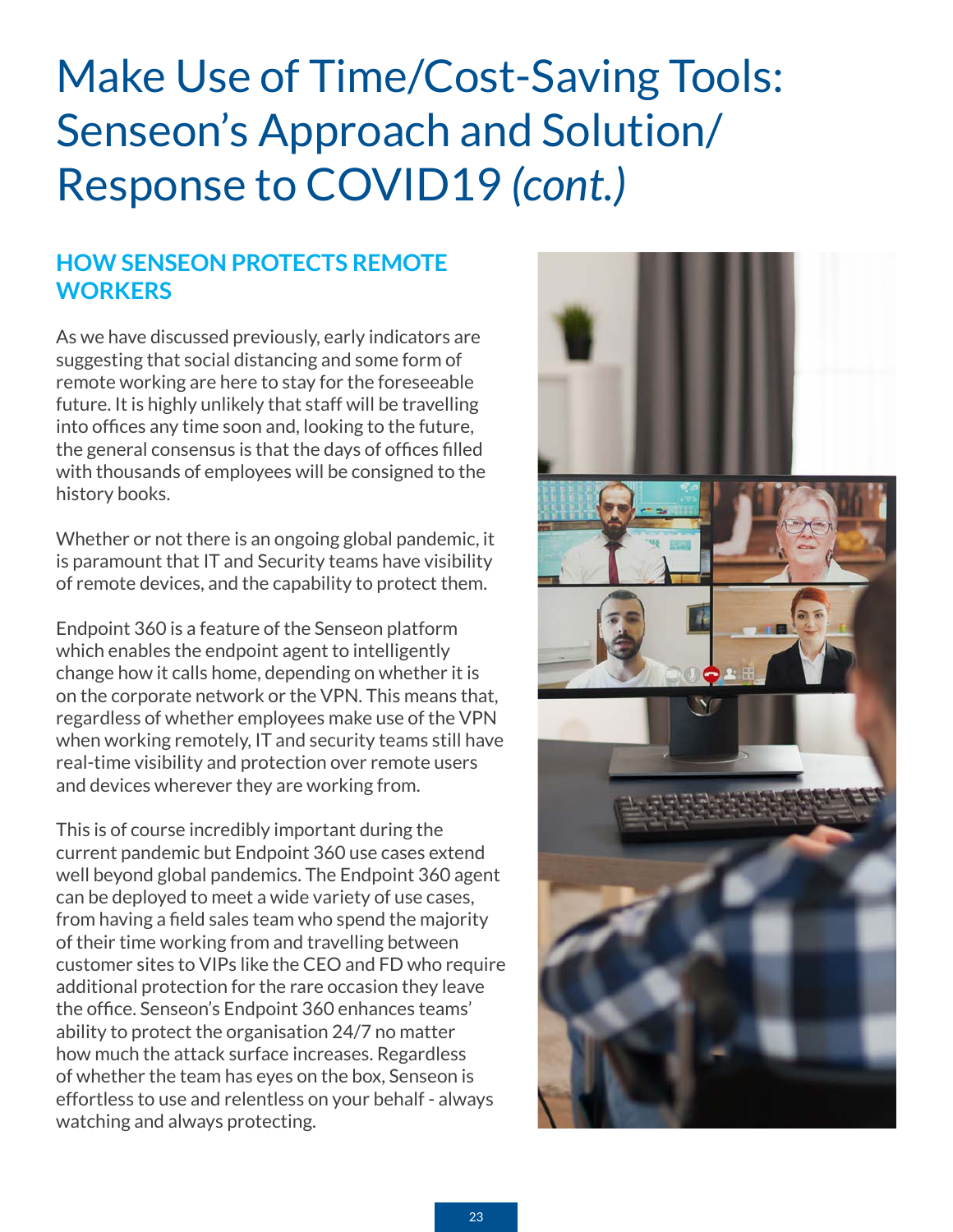# Make Use of Time/Cost-Saving Tools: Senseon's Approach and Solution/ Response to COVID19 *(cont.)*

## HOW SENSEON PROTECTS REMOTE WORKERS

As we have discussed previously, early indicators are suggesting that social distancing and some form of remote working are here to stay for the foreseeable future. It is highly unlikely that staff will be travelling into offices any time soon and, looking to the future, the general consensus is that the days of offices filled with thousands of employees will be consigned to the history books.

Whether or not there is an ongoing global pandemic, it is paramount that IT and Security teams have visibility of remote devices, and the capability to protect them.

Endpoint 360 is a feature of the Senseon platform which enables the endpoint agent to intelligently change how it calls home, depending on whether it is on the corporate network or the VPN. This means that, regardless of whether employees make use of the VPN when working remotely, IT and security teams still have real-time visibility and protection over remote users and devices wherever they are working from.

This is of course incredibly important during the current pandemic but Endpoint 360 use cases extend well beyond global pandemics. The Endpoint 360 agent can be deployed to meet a wide variety of use cases, from having a field sales team who spend the majority of their time working from and travelling between customer sites to VIPs like the CEO and FD who require additional protection for the rare occasion they leave the office. Senseon's Endpoint 360 enhances teams' ability to protect the organisation 24/7 no matter how much the attack surface increases. Regardless of whether the team has eyes on the box, Senseon is effortless to use and relentless on your behalf - always watching and always protecting.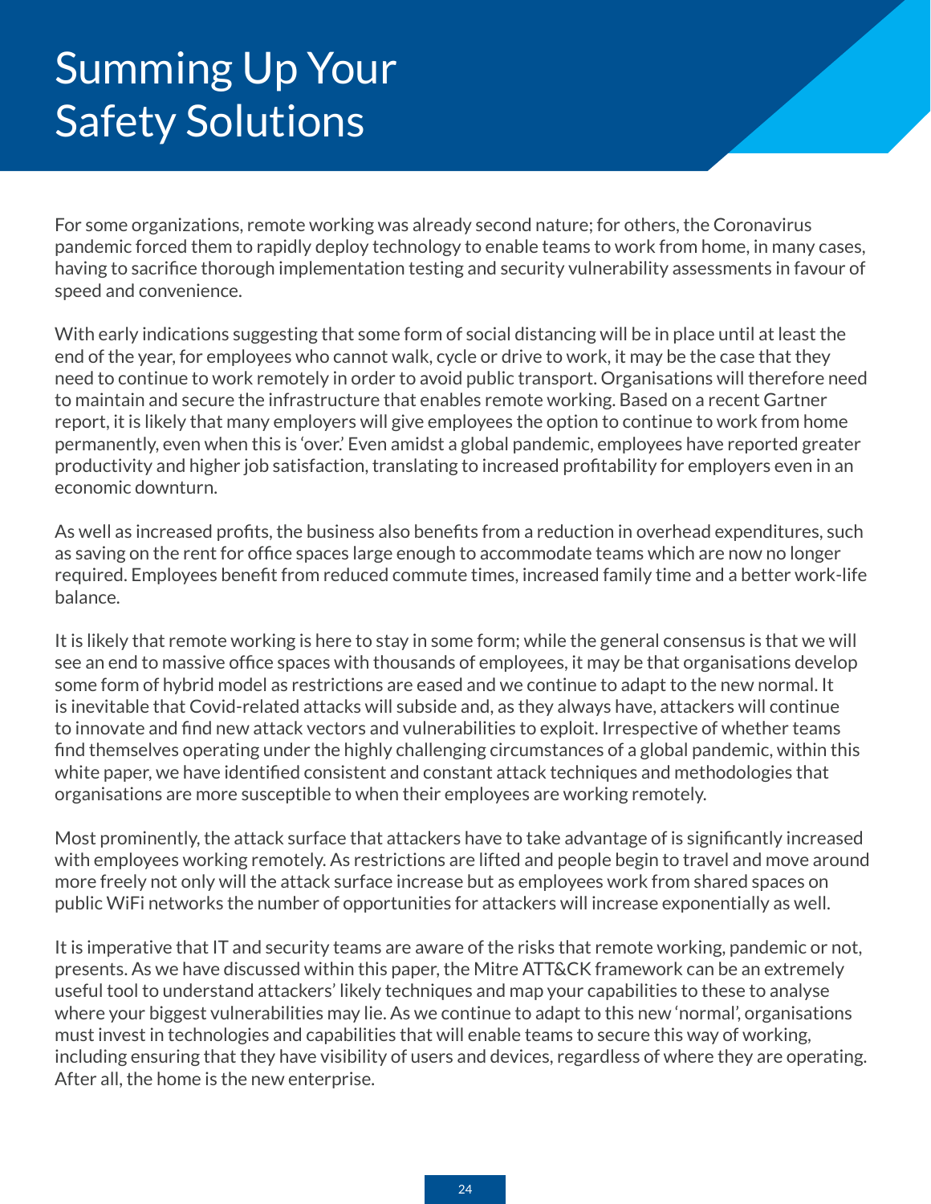# Summing Up Your Safety Solutions

For some organizations, remote working was already second nature; for others, the Coronavirus pandemic forced them to rapidly deploy technology to enable teams to work from home, in many cases, having to sacrifice thorough implementation testing and security vulnerability assessments in favour of speed and convenience.

With early indications suggesting that some form of social distancing will be in place until at least the end of the year, for employees who cannot walk, cycle or drive to work, it may be the case that they need to continue to work remotely in order to avoid public transport. Organisations will therefore need to maintain and secure the infrastructure that enables remote working. Based on a recent Gartner report, it is likely that many employers will give employees the option to continue to work from home permanently, even when this is 'over.' Even amidst a global pandemic, employees have reported greater productivity and higher job satisfaction, translating to increased profitability for employers even in an economic downturn.

As well as increased profits, the business also benefits from a reduction in overhead expenditures, such as saving on the rent for office spaces large enough to accommodate teams which are now no longer required. Employees benefit from reduced commute times, increased family time and a better work-life balance.

It is likely that remote working is here to stay in some form; while the general consensus is that we will see an end to massive office spaces with thousands of employees, it may be that organisations develop some form of hybrid model as restrictions are eased and we continue to adapt to the new normal. It is inevitable that Covid-related attacks will subside and, as they always have, attackers will continue to innovate and find new attack vectors and vulnerabilities to exploit. Irrespective of whether teams find themselves operating under the highly challenging circumstances of a global pandemic, within this white paper, we have identified consistent and constant attack techniques and methodologies that organisations are more susceptible to when their employees are working remotely.

Most prominently, the attack surface that attackers have to take advantage of is significantly increased with employees working remotely. As restrictions are lifted and people begin to travel and move around more freely not only will the attack surface increase but as employees work from shared spaces on public WiFi networks the number of opportunities for attackers will increase exponentially as well.

It is imperative that IT and security teams are aware of the risks that remote working, pandemic or not, presents. As we have discussed within this paper, the Mitre ATT&CK framework can be an extremely useful tool to understand attackers' likely techniques and map your capabilities to these to analyse where your biggest vulnerabilities may lie. As we continue to adapt to this new 'normal', organisations must invest in technologies and capabilities that will enable teams to secure this way of working, including ensuring that they have visibility of users and devices, regardless of where they are operating. After all, the home is the new enterprise.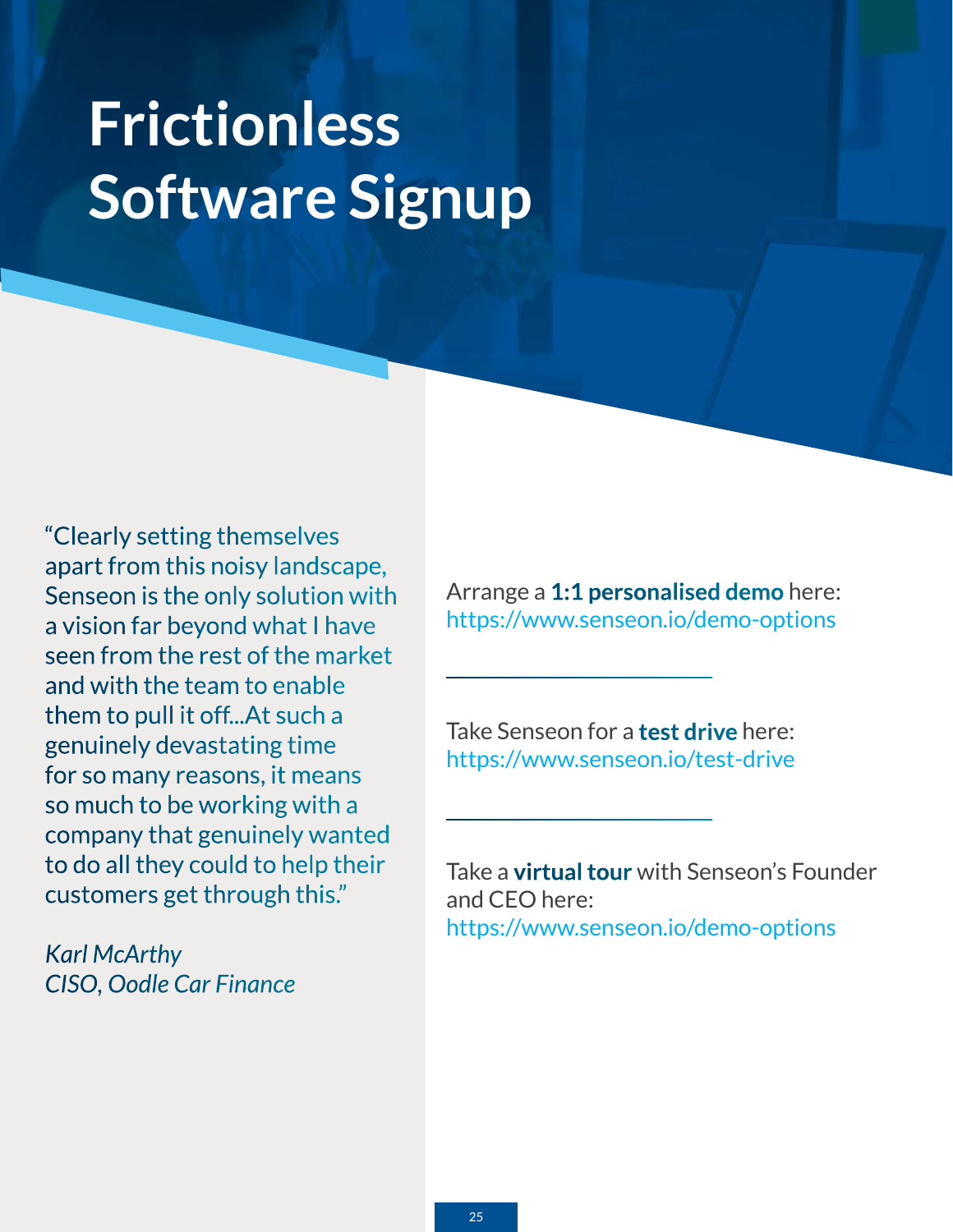# Frictionless Software Signup

"Clearly setting themselves apart from this noisy landscape, Senseon is the only solution with a vision far beyond what I have seen from the rest of the market and with the team to enable them to pull it off...At such a genuinely devastating time for so many reasons, it means so much to be working with a company that genuinely wanted to do all they could to help their customers get through this."

*Karl McArthy*
*CISO, Oodle Car Finance*

Arrange a **1:1 personalised demo** here:
https://www.senseon.io/demo-options

---

Take Senseon for a **test drive** here:
https://www.senseon.io/test-drive

---

Take a **virtual tour** with Senseon's Founder and CEO here:
https://www.senseon.io/demo-options